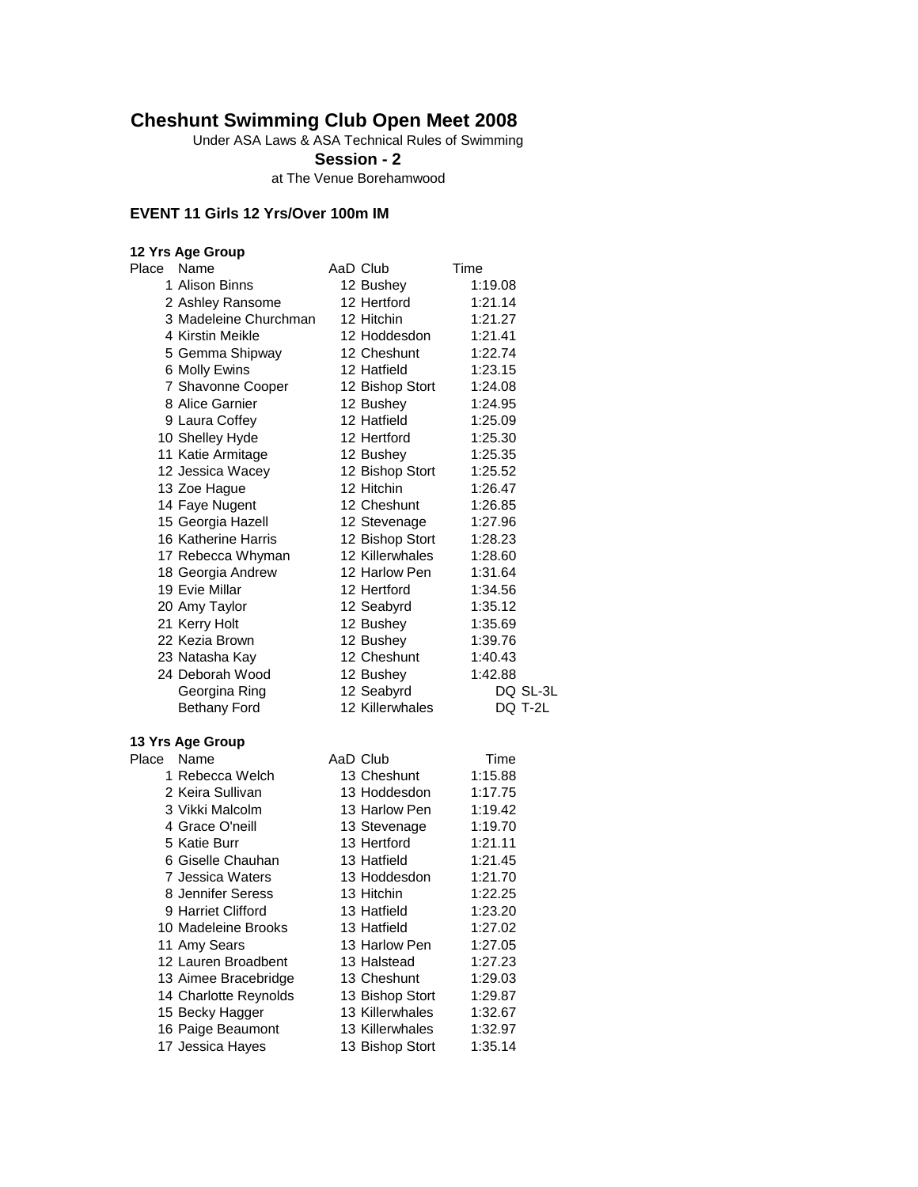# Cheshunt Swimming Club Open Meet 2008

Under ASA Laws & ASA Technical Rules of Swimming

**Session - 2**

at The Venue Borehamwood

### EVENT 11 Girls 12 Yrs/Over 100m IM

**12 Yrs Age Group**

| Place | Name | AaD | Club | Time |
|---|---|---|---|---|
| 1 | Alison Binns | 12 | Bushey | 1:19.08 |
| 2 | Ashley Ransome | 12 | Hertford | 1:21.14 |
| 3 | Madeleine Churchman | 12 | Hitchin | 1:21.27 |
| 4 | Kirstin Meikle | 12 | Hoddesdon | 1:21.41 |
| 5 | Gemma Shipway | 12 | Cheshunt | 1:22.74 |
| 6 | Molly Ewins | 12 | Hatfield | 1:23.15 |
| 7 | Shavonne Cooper | 12 | Bishop Stort | 1:24.08 |
| 8 | Alice Garnier | 12 | Bushey | 1:24.95 |
| 9 | Laura Coffey | 12 | Hatfield | 1:25.09 |
| 10 | Shelley Hyde | 12 | Hertford | 1:25.30 |
| 11 | Katie Armitage | 12 | Bushey | 1:25.35 |
| 12 | Jessica Wacey | 12 | Bishop Stort | 1:25.52 |
| 13 | Zoe Hague | 12 | Hitchin | 1:26.47 |
| 14 | Faye Nugent | 12 | Cheshunt | 1:26.85 |
| 15 | Georgia Hazell | 12 | Stevenage | 1:27.96 |
| 16 | Katherine Harris | 12 | Bishop Stort | 1:28.23 |
| 17 | Rebecca Whyman | 12 | Killerwhales | 1:28.60 |
| 18 | Georgia Andrew | 12 | Harlow Pen | 1:31.64 |
| 19 | Evie Millar | 12 | Hertford | 1:34.56 |
| 20 | Amy Taylor | 12 | Seabyrd | 1:35.12 |
| 21 | Kerry Holt | 12 | Bushey | 1:35.69 |
| 22 | Kezia Brown | 12 | Bushey | 1:39.76 |
| 23 | Natasha Kay | 12 | Cheshunt | 1:40.43 |
| 24 | Deborah Wood | 12 | Bushey | 1:42.88 |
| | Georgina Ring | 12 | Seabyrd | DQ SL-3L |
| | Bethany Ford | 12 | Killerwhales | DQ T-2L |

**13 Yrs Age Group**

| Place | Name | AaD | Club | Time |
|---|---|---|---|---|
| 1 | Rebecca Welch | 13 | Cheshunt | 1:15.88 |
| 2 | Keira Sullivan | 13 | Hoddesdon | 1:17.75 |
| 3 | Vikki Malcolm | 13 | Harlow Pen | 1:19.42 |
| 4 | Grace O'neill | 13 | Stevenage | 1:19.70 |
| 5 | Katie Burr | 13 | Hertford | 1:21.11 |
| 6 | Giselle Chauhan | 13 | Hatfield | 1:21.45 |
| 7 | Jessica Waters | 13 | Hoddesdon | 1:21.70 |
| 8 | Jennifer Seress | 13 | Hitchin | 1:22.25 |
| 9 | Harriet Clifford | 13 | Hatfield | 1:23.20 |
| 10 | Madeleine Brooks | 13 | Hatfield | 1:27.02 |
| 11 | Amy Sears | 13 | Harlow Pen | 1:27.05 |
| 12 | Lauren Broadbent | 13 | Halstead | 1:27.23 |
| 13 | Aimee Bracebridge | 13 | Cheshunt | 1:29.03 |
| 14 | Charlotte Reynolds | 13 | Bishop Stort | 1:29.87 |
| 15 | Becky Hagger | 13 | Killerwhales | 1:32.67 |
| 16 | Paige Beaumont | 13 | Killerwhales | 1:32.97 |
| 17 | Jessica Hayes | 13 | Bishop Stort | 1:35.14 |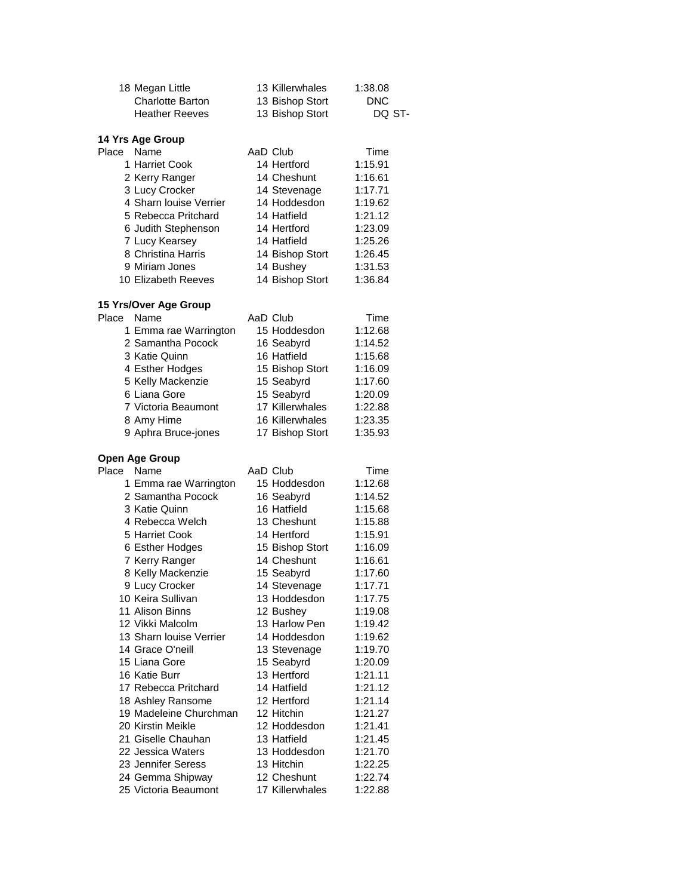| Place | Name | AaD | Club | Time |
|---|---|---|---|---|
| 18 | Megan Little | 13 | Killerwhales | 1:38.08 |
| | Charlotte Barton | 13 | Bishop Stort | DNC |
| | Heather Reeves | 13 | Bishop Stort | DQ ST- |

**14 Yrs Age Group**

| Place | Name | AaD | Club | Time |
|---|---|---|---|---|
| 1 | Harriet Cook | 14 | Hertford | 1:15.91 |
| 2 | Kerry Ranger | 14 | Cheshunt | 1:16.61 |
| 3 | Lucy Crocker | 14 | Stevenage | 1:17.71 |
| 4 | Sharn louise Verrier | 14 | Hoddesdon | 1:19.62 |
| 5 | Rebecca Pritchard | 14 | Hatfield | 1:21.12 |
| 6 | Judith Stephenson | 14 | Hertford | 1:23.09 |
| 7 | Lucy Kearsey | 14 | Hatfield | 1:25.26 |
| 8 | Christina Harris | 14 | Bishop Stort | 1:26.45 |
| 9 | Miriam Jones | 14 | Bushey | 1:31.53 |
| 10 | Elizabeth Reeves | 14 | Bishop Stort | 1:36.84 |

**15 Yrs/Over Age Group**

| Place | Name | AaD | Club | Time |
|---|---|---|---|---|
| 1 | Emma rae Warrington | 15 | Hoddesdon | 1:12.68 |
| 2 | Samantha Pocock | 16 | Seabyrd | 1:14.52 |
| 3 | Katie Quinn | 16 | Hatfield | 1:15.68 |
| 4 | Esther Hodges | 15 | Bishop Stort | 1:16.09 |
| 5 | Kelly Mackenzie | 15 | Seabyrd | 1:17.60 |
| 6 | Liana Gore | 15 | Seabyrd | 1:20.09 |
| 7 | Victoria Beaumont | 17 | Killerwhales | 1:22.88 |
| 8 | Amy Hime | 16 | Killerwhales | 1:23.35 |
| 9 | Aphra Bruce-jones | 17 | Bishop Stort | 1:35.93 |

**Open Age Group**

| Place | Name | AaD | Club | Time |
|---|---|---|---|---|
| 1 | Emma rae Warrington | 15 | Hoddesdon | 1:12.68 |
| 2 | Samantha Pocock | 16 | Seabyrd | 1:14.52 |
| 3 | Katie Quinn | 16 | Hatfield | 1:15.68 |
| 4 | Rebecca Welch | 13 | Cheshunt | 1:15.88 |
| 5 | Harriet Cook | 14 | Hertford | 1:15.91 |
| 6 | Esther Hodges | 15 | Bishop Stort | 1:16.09 |
| 7 | Kerry Ranger | 14 | Cheshunt | 1:16.61 |
| 8 | Kelly Mackenzie | 15 | Seabyrd | 1:17.60 |
| 9 | Lucy Crocker | 14 | Stevenage | 1:17.71 |
| 10 | Keira Sullivan | 13 | Hoddesdon | 1:17.75 |
| 11 | Alison Binns | 12 | Bushey | 1:19.08 |
| 12 | Vikki Malcolm | 13 | Harlow Pen | 1:19.42 |
| 13 | Sharn louise Verrier | 14 | Hoddesdon | 1:19.62 |
| 14 | Grace O'neill | 13 | Stevenage | 1:19.70 |
| 15 | Liana Gore | 15 | Seabyrd | 1:20.09 |
| 16 | Katie Burr | 13 | Hertford | 1:21.11 |
| 17 | Rebecca Pritchard | 14 | Hatfield | 1:21.12 |
| 18 | Ashley Ransome | 12 | Hertford | 1:21.14 |
| 19 | Madeleine Churchman | 12 | Hitchin | 1:21.27 |
| 20 | Kirstin Meikle | 12 | Hoddesdon | 1:21.41 |
| 21 | Giselle Chauhan | 13 | Hatfield | 1:21.45 |
| 22 | Jessica Waters | 13 | Hoddesdon | 1:21.70 |
| 23 | Jennifer Seress | 13 | Hitchin | 1:22.25 |
| 24 | Gemma Shipway | 12 | Cheshunt | 1:22.74 |
| 25 | Victoria Beaumont | 17 | Killerwhales | 1:22.88 |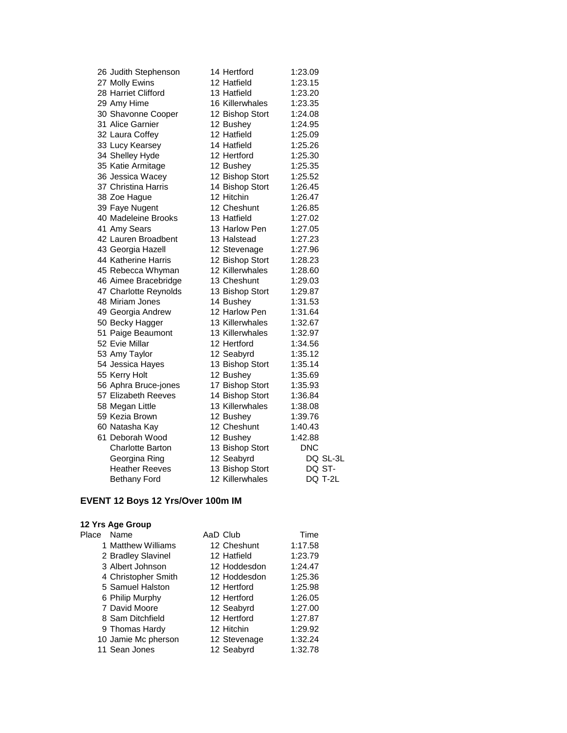| Place | Name | AaD | Club | Time |
|---|---|---|---|---|
| 26 | Judith Stephenson | 14 | Hertford | 1:23.09 |
| 27 | Molly Ewins | 12 | Hatfield | 1:23.15 |
| 28 | Harriet Clifford | 13 | Hatfield | 1:23.20 |
| 29 | Amy Hime | 16 | Killerwhales | 1:23.35 |
| 30 | Shavonne Cooper | 12 | Bishop Stort | 1:24.08 |
| 31 | Alice Garnier | 12 | Bushey | 1:24.95 |
| 32 | Laura Coffey | 12 | Hatfield | 1:25.09 |
| 33 | Lucy Kearsey | 14 | Hatfield | 1:25.26 |
| 34 | Shelley Hyde | 12 | Hertford | 1:25.30 |
| 35 | Katie Armitage | 12 | Bushey | 1:25.35 |
| 36 | Jessica Wacey | 12 | Bishop Stort | 1:25.52 |
| 37 | Christina Harris | 14 | Bishop Stort | 1:26.45 |
| 38 | Zoe Hague | 12 | Hitchin | 1:26.47 |
| 39 | Faye Nugent | 12 | Cheshunt | 1:26.85 |
| 40 | Madeleine Brooks | 13 | Hatfield | 1:27.02 |
| 41 | Amy Sears | 13 | Harlow Pen | 1:27.05 |
| 42 | Lauren Broadbent | 13 | Halstead | 1:27.23 |
| 43 | Georgia Hazell | 12 | Stevenage | 1:27.96 |
| 44 | Katherine Harris | 12 | Bishop Stort | 1:28.23 |
| 45 | Rebecca Whyman | 12 | Killerwhales | 1:28.60 |
| 46 | Aimee Bracebridge | 13 | Cheshunt | 1:29.03 |
| 47 | Charlotte Reynolds | 13 | Bishop Stort | 1:29.87 |
| 48 | Miriam Jones | 14 | Bushey | 1:31.53 |
| 49 | Georgia Andrew | 12 | Harlow Pen | 1:31.64 |
| 50 | Becky Hagger | 13 | Killerwhales | 1:32.67 |
| 51 | Paige Beaumont | 13 | Killerwhales | 1:32.97 |
| 52 | Evie Millar | 12 | Hertford | 1:34.56 |
| 53 | Amy Taylor | 12 | Seabyrd | 1:35.12 |
| 54 | Jessica Hayes | 13 | Bishop Stort | 1:35.14 |
| 55 | Kerry Holt | 12 | Bushey | 1:35.69 |
| 56 | Aphra Bruce-jones | 17 | Bishop Stort | 1:35.93 |
| 57 | Elizabeth Reeves | 14 | Bishop Stort | 1:36.84 |
| 58 | Megan Little | 13 | Killerwhales | 1:38.08 |
| 59 | Kezia Brown | 12 | Bushey | 1:39.76 |
| 60 | Natasha Kay | 12 | Cheshunt | 1:40.43 |
| 61 | Deborah Wood | 12 | Bushey | 1:42.88 |
| | Charlotte Barton | 13 | Bishop Stort | DNC |
| | Georgina Ring | 12 | Seabyrd | DQ SL-3L |
| | Heather Reeves | 13 | Bishop Stort | DQ ST- |
| | Bethany Ford | 12 | Killerwhales | DQ T-2L |

## EVENT 12 Boys 12 Yrs/Over 100m IM

### 12 Yrs Age Group

| Place | Name | AaD | Club | Time |
|---|---|---|---|---|
| 1 | Matthew Williams | 12 | Cheshunt | 1:17.58 |
| 2 | Bradley Slavinel | 12 | Hatfield | 1:23.79 |
| 3 | Albert Johnson | 12 | Hoddesdon | 1:24.47 |
| 4 | Christopher Smith | 12 | Hoddesdon | 1:25.36 |
| 5 | Samuel Halston | 12 | Hertford | 1:25.98 |
| 6 | Philip Murphy | 12 | Hertford | 1:26.05 |
| 7 | David Moore | 12 | Seabyrd | 1:27.00 |
| 8 | Sam Ditchfield | 12 | Hertford | 1:27.87 |
| 9 | Thomas Hardy | 12 | Hitchin | 1:29.92 |
| 10 | Jamie Mc pherson | 12 | Stevenage | 1:32.24 |
| 11 | Sean Jones | 12 | Seabyrd | 1:32.78 |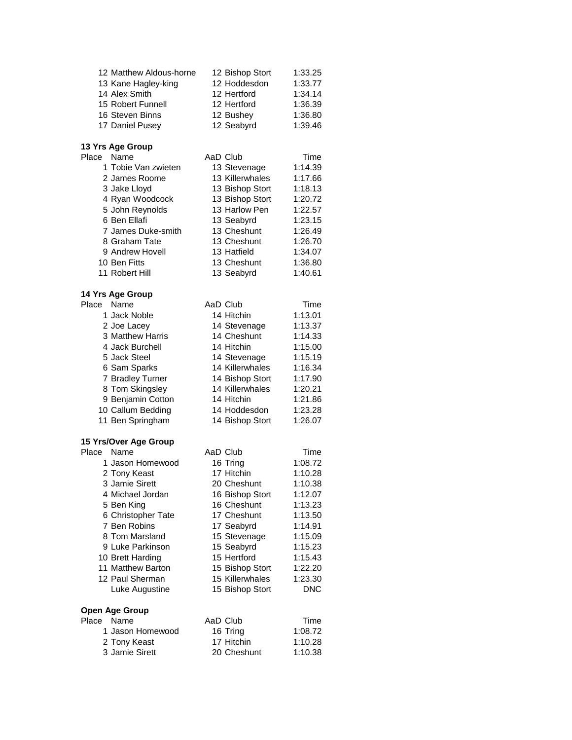| Place | Name | AaD | Club | Time |
|---|---|---|---|---|
| 12 | Matthew Aldous-horne | 12 | Bishop Stort | 1:33.25 |
| 13 | Kane Hagley-king | 12 | Hoddesdon | 1:33.77 |
| 14 | Alex Smith | 12 | Hertford | 1:34.14 |
| 15 | Robert Funnell | 12 | Hertford | 1:36.39 |
| 16 | Steven Binns | 12 | Bushey | 1:36.80 |
| 17 | Daniel Pusey | 12 | Seabyrd | 1:39.46 |

**13 Yrs Age Group**

| Place | Name | AaD | Club | Time |
|---|---|---|---|---|
| 1 | Tobie Van zwieten | 13 | Stevenage | 1:14.39 |
| 2 | James Roome | 13 | Killerwhales | 1:17.66 |
| 3 | Jake Lloyd | 13 | Bishop Stort | 1:18.13 |
| 4 | Ryan Woodcock | 13 | Bishop Stort | 1:20.72 |
| 5 | John Reynolds | 13 | Harlow Pen | 1:22.57 |
| 6 | Ben Ellafi | 13 | Seabyrd | 1:23.15 |
| 7 | James Duke-smith | 13 | Cheshunt | 1:26.49 |
| 8 | Graham Tate | 13 | Cheshunt | 1:26.70 |
| 9 | Andrew Hovell | 13 | Hatfield | 1:34.07 |
| 10 | Ben Fitts | 13 | Cheshunt | 1:36.80 |
| 11 | Robert Hill | 13 | Seabyrd | 1:40.61 |

**14 Yrs Age Group**

| Place | Name | AaD | Club | Time |
|---|---|---|---|---|
| 1 | Jack Noble | 14 | Hitchin | 1:13.01 |
| 2 | Joe Lacey | 14 | Stevenage | 1:13.37 |
| 3 | Matthew Harris | 14 | Cheshunt | 1:14.33 |
| 4 | Jack Burchell | 14 | Hitchin | 1:15.00 |
| 5 | Jack Steel | 14 | Stevenage | 1:15.19 |
| 6 | Sam Sparks | 14 | Killerwhales | 1:16.34 |
| 7 | Bradley Turner | 14 | Bishop Stort | 1:17.90 |
| 8 | Tom Skingsley | 14 | Killerwhales | 1:20.21 |
| 9 | Benjamin Cotton | 14 | Hitchin | 1:21.86 |
| 10 | Callum Bedding | 14 | Hoddesdon | 1:23.28 |
| 11 | Ben Springham | 14 | Bishop Stort | 1:26.07 |

**15 Yrs/Over Age Group**

| Place | Name | AaD | Club | Time |
|---|---|---|---|---|
| 1 | Jason Homewood | 16 | Tring | 1:08.72 |
| 2 | Tony Keast | 17 | Hitchin | 1:10.28 |
| 3 | Jamie Sirett | 20 | Cheshunt | 1:10.38 |
| 4 | Michael Jordan | 16 | Bishop Stort | 1:12.07 |
| 5 | Ben King | 16 | Cheshunt | 1:13.23 |
| 6 | Christopher Tate | 17 | Cheshunt | 1:13.50 |
| 7 | Ben Robins | 17 | Seabyrd | 1:14.91 |
| 8 | Tom Marsland | 15 | Stevenage | 1:15.09 |
| 9 | Luke Parkinson | 15 | Seabyrd | 1:15.23 |
| 10 | Brett Harding | 15 | Hertford | 1:15.43 |
| 11 | Matthew Barton | 15 | Bishop Stort | 1:22.20 |
| 12 | Paul Sherman | 15 | Killerwhales | 1:23.30 |
| | Luke Augustine | 15 | Bishop Stort | DNC |

**Open Age Group**

| Place | Name | AaD | Club | Time |
|---|---|---|---|---|
| 1 | Jason Homewood | 16 | Tring | 1:08.72 |
| 2 | Tony Keast | 17 | Hitchin | 1:10.28 |
| 3 | Jamie Sirett | 20 | Cheshunt | 1:10.38 |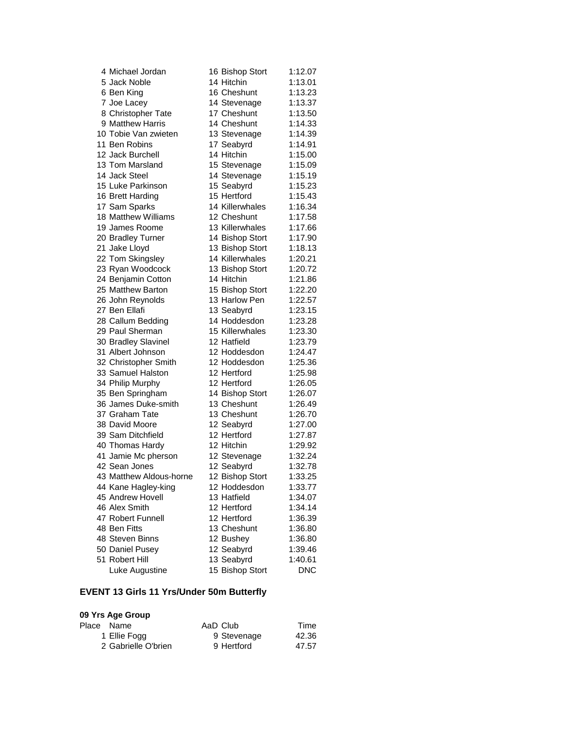| Place | Name | AaD | Club | Time |
|---|---|---|---|---|
| 4 | Michael Jordan | 16 | Bishop Stort | 1:12.07 |
| 5 | Jack Noble | 14 | Hitchin | 1:13.01 |
| 6 | Ben King | 16 | Cheshunt | 1:13.23 |
| 7 | Joe Lacey | 14 | Stevenage | 1:13.37 |
| 8 | Christopher Tate | 17 | Cheshunt | 1:13.50 |
| 9 | Matthew Harris | 14 | Cheshunt | 1:14.33 |
| 10 | Tobie Van zwieten | 13 | Stevenage | 1:14.39 |
| 11 | Ben Robins | 17 | Seabyrd | 1:14.91 |
| 12 | Jack Burchell | 14 | Hitchin | 1:15.00 |
| 13 | Tom Marsland | 15 | Stevenage | 1:15.09 |
| 14 | Jack Steel | 14 | Stevenage | 1:15.19 |
| 15 | Luke Parkinson | 15 | Seabyrd | 1:15.23 |
| 16 | Brett Harding | 15 | Hertford | 1:15.43 |
| 17 | Sam Sparks | 14 | Killerwhales | 1:16.34 |
| 18 | Matthew Williams | 12 | Cheshunt | 1:17.58 |
| 19 | James Roome | 13 | Killerwhales | 1:17.66 |
| 20 | Bradley Turner | 14 | Bishop Stort | 1:17.90 |
| 21 | Jake Lloyd | 13 | Bishop Stort | 1:18.13 |
| 22 | Tom Skingsley | 14 | Killerwhales | 1:20.21 |
| 23 | Ryan Woodcock | 13 | Bishop Stort | 1:20.72 |
| 24 | Benjamin Cotton | 14 | Hitchin | 1:21.86 |
| 25 | Matthew Barton | 15 | Bishop Stort | 1:22.20 |
| 26 | John Reynolds | 13 | Harlow Pen | 1:22.57 |
| 27 | Ben Ellafi | 13 | Seabyrd | 1:23.15 |
| 28 | Callum Bedding | 14 | Hoddesdon | 1:23.28 |
| 29 | Paul Sherman | 15 | Killerwhales | 1:23.30 |
| 30 | Bradley Slavinel | 12 | Hatfield | 1:23.79 |
| 31 | Albert Johnson | 12 | Hoddesdon | 1:24.47 |
| 32 | Christopher Smith | 12 | Hoddesdon | 1:25.36 |
| 33 | Samuel Halston | 12 | Hertford | 1:25.98 |
| 34 | Philip Murphy | 12 | Hertford | 1:26.05 |
| 35 | Ben Springham | 14 | Bishop Stort | 1:26.07 |
| 36 | James Duke-smith | 13 | Cheshunt | 1:26.49 |
| 37 | Graham Tate | 13 | Cheshunt | 1:26.70 |
| 38 | David Moore | 12 | Seabyrd | 1:27.00 |
| 39 | Sam Ditchfield | 12 | Hertford | 1:27.87 |
| 40 | Thomas Hardy | 12 | Hitchin | 1:29.92 |
| 41 | Jamie Mc pherson | 12 | Stevenage | 1:32.24 |
| 42 | Sean Jones | 12 | Seabyrd | 1:32.78 |
| 43 | Matthew Aldous-horne | 12 | Bishop Stort | 1:33.25 |
| 44 | Kane Hagley-king | 12 | Hoddesdon | 1:33.77 |
| 45 | Andrew Hovell | 13 | Hatfield | 1:34.07 |
| 46 | Alex Smith | 12 | Hertford | 1:34.14 |
| 47 | Robert Funnell | 12 | Hertford | 1:36.39 |
| 48 | Ben Fitts | 13 | Cheshunt | 1:36.80 |
| 48 | Steven Binns | 12 | Bushey | 1:36.80 |
| 50 | Daniel Pusey | 12 | Seabyrd | 1:39.46 |
| 51 | Robert Hill | 13 | Seabyrd | 1:40.61 |
| | Luke Augustine | 15 | Bishop Stort | DNC |

## EVENT 13 Girls 11 Yrs/Under 50m Butterfly

### 09 Yrs Age Group

| Place | Name | AaD | Club | Time |
|---|---|---|---|---|
| 1 | Ellie Fogg | 9 | Stevenage | 42.36 |
| 2 | Gabrielle O'brien | 9 | Hertford | 47.57 |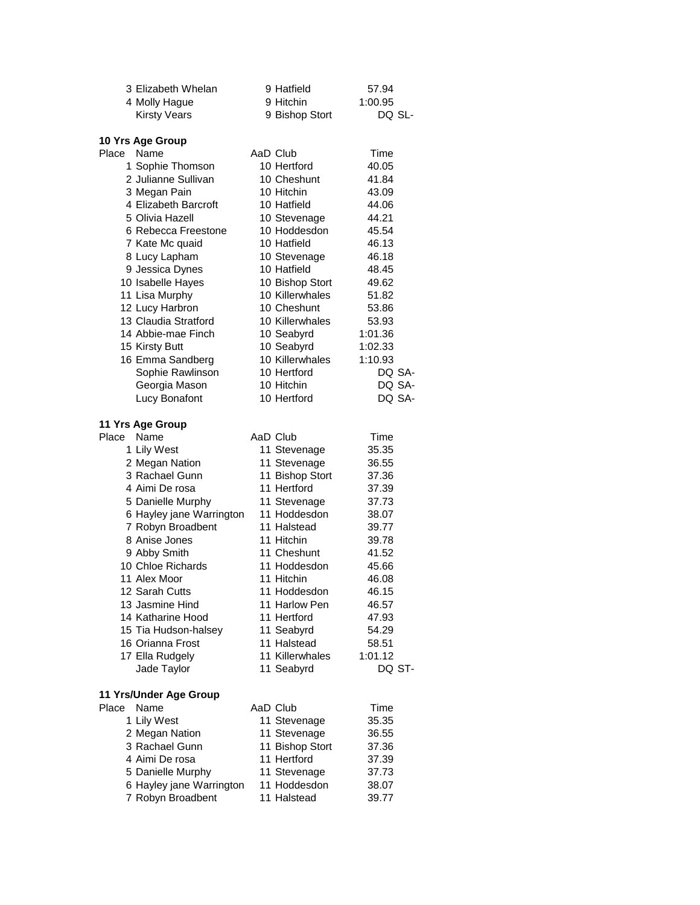| Place | Name | AaD | Club | Time |
|---|---|---|---|---|
| 3 | Elizabeth Whelan | 9 | Hatfield | 57.94 |
| 4 | Molly Hague | 9 | Hitchin | 1:00.95 |
| | Kirsty Vears | 9 | Bishop Stort | DQ SL- |

### 10 Yrs Age Group

| Place | Name | AaD | Club | Time |
|---|---|---|---|---|
| 1 | Sophie Thomson | 10 | Hertford | 40.05 |
| 2 | Julianne Sullivan | 10 | Cheshunt | 41.84 |
| 3 | Megan Pain | 10 | Hitchin | 43.09 |
| 4 | Elizabeth Barcroft | 10 | Hatfield | 44.06 |
| 5 | Olivia Hazell | 10 | Stevenage | 44.21 |
| 6 | Rebecca Freestone | 10 | Hoddesdon | 45.54 |
| 7 | Kate Mc quaid | 10 | Hatfield | 46.13 |
| 8 | Lucy Lapham | 10 | Stevenage | 46.18 |
| 9 | Jessica Dynes | 10 | Hatfield | 48.45 |
| 10 | Isabelle Hayes | 10 | Bishop Stort | 49.62 |
| 11 | Lisa Murphy | 10 | Killerwhales | 51.82 |
| 12 | Lucy Harbron | 10 | Cheshunt | 53.86 |
| 13 | Claudia Stratford | 10 | Killerwhales | 53.93 |
| 14 | Abbie-mae Finch | 10 | Seabyrd | 1:01.36 |
| 15 | Kirsty Butt | 10 | Seabyrd | 1:02.33 |
| 16 | Emma Sandberg | 10 | Killerwhales | 1:10.93 |
| | Sophie Rawlinson | 10 | Hertford | DQ SA- |
| | Georgia Mason | 10 | Hitchin | DQ SA- |
| | Lucy Bonafont | 10 | Hertford | DQ SA- |

### 11 Yrs Age Group

| Place | Name | AaD | Club | Time |
|---|---|---|---|---|
| 1 | Lily West | 11 | Stevenage | 35.35 |
| 2 | Megan Nation | 11 | Stevenage | 36.55 |
| 3 | Rachael Gunn | 11 | Bishop Stort | 37.36 |
| 4 | Aimi De rosa | 11 | Hertford | 37.39 |
| 5 | Danielle Murphy | 11 | Stevenage | 37.73 |
| 6 | Hayley jane Warrington | 11 | Hoddesdon | 38.07 |
| 7 | Robyn Broadbent | 11 | Halstead | 39.77 |
| 8 | Anise Jones | 11 | Hitchin | 39.78 |
| 9 | Abby Smith | 11 | Cheshunt | 41.52 |
| 10 | Chloe Richards | 11 | Hoddesdon | 45.66 |
| 11 | Alex Moor | 11 | Hitchin | 46.08 |
| 12 | Sarah Cutts | 11 | Hoddesdon | 46.15 |
| 13 | Jasmine Hind | 11 | Harlow Pen | 46.57 |
| 14 | Katharine Hood | 11 | Hertford | 47.93 |
| 15 | Tia Hudson-halsey | 11 | Seabyrd | 54.29 |
| 16 | Orianna Frost | 11 | Halstead | 58.51 |
| 17 | Ella Rudgely | 11 | Killerwhales | 1:01.12 |
| | Jade Taylor | 11 | Seabyrd | DQ ST- |

### 11 Yrs/Under Age Group

| Place | Name | AaD | Club | Time |
|---|---|---|---|---|
| 1 | Lily West | 11 | Stevenage | 35.35 |
| 2 | Megan Nation | 11 | Stevenage | 36.55 |
| 3 | Rachael Gunn | 11 | Bishop Stort | 37.36 |
| 4 | Aimi De rosa | 11 | Hertford | 37.39 |
| 5 | Danielle Murphy | 11 | Stevenage | 37.73 |
| 6 | Hayley jane Warrington | 11 | Hoddesdon | 38.07 |
| 7 | Robyn Broadbent | 11 | Halstead | 39.77 |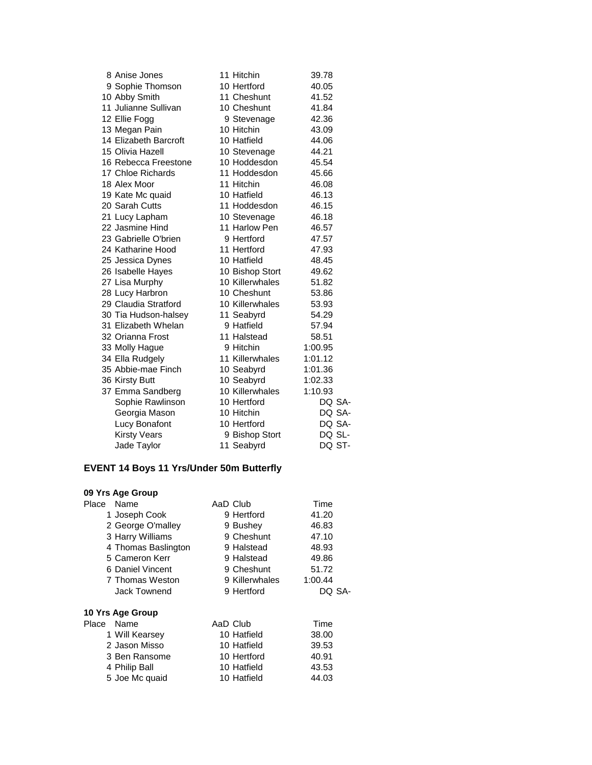| Place | Name | AaD | Club | Time |
|---|---|---|---|---|
| 8 | Anise Jones | 11 | Hitchin | 39.78 |
| 9 | Sophie Thomson | 10 | Hertford | 40.05 |
| 10 | Abby Smith | 11 | Cheshunt | 41.52 |
| 11 | Julianne Sullivan | 10 | Cheshunt | 41.84 |
| 12 | Ellie Fogg | 9 | Stevenage | 42.36 |
| 13 | Megan Pain | 10 | Hitchin | 43.09 |
| 14 | Elizabeth Barcroft | 10 | Hatfield | 44.06 |
| 15 | Olivia Hazell | 10 | Stevenage | 44.21 |
| 16 | Rebecca Freestone | 10 | Hoddesdon | 45.54 |
| 17 | Chloe Richards | 11 | Hoddesdon | 45.66 |
| 18 | Alex Moor | 11 | Hitchin | 46.08 |
| 19 | Kate Mc quaid | 10 | Hatfield | 46.13 |
| 20 | Sarah Cutts | 11 | Hoddesdon | 46.15 |
| 21 | Lucy Lapham | 10 | Stevenage | 46.18 |
| 22 | Jasmine Hind | 11 | Harlow Pen | 46.57 |
| 23 | Gabrielle O'brien | 9 | Hertford | 47.57 |
| 24 | Katharine Hood | 11 | Hertford | 47.93 |
| 25 | Jessica Dynes | 10 | Hatfield | 48.45 |
| 26 | Isabelle Hayes | 10 | Bishop Stort | 49.62 |
| 27 | Lisa Murphy | 10 | Killerwhales | 51.82 |
| 28 | Lucy Harbron | 10 | Cheshunt | 53.86 |
| 29 | Claudia Stratford | 10 | Killerwhales | 53.93 |
| 30 | Tia Hudson-halsey | 11 | Seabyrd | 54.29 |
| 31 | Elizabeth Whelan | 9 | Hatfield | 57.94 |
| 32 | Orianna Frost | 11 | Halstead | 58.51 |
| 33 | Molly Hague | 9 | Hitchin | 1:00.95 |
| 34 | Ella Rudgely | 11 | Killerwhales | 1:01.12 |
| 35 | Abbie-mae Finch | 10 | Seabyrd | 1:01.36 |
| 36 | Kirsty Butt | 10 | Seabyrd | 1:02.33 |
| 37 | Emma Sandberg | 10 | Killerwhales | 1:10.93 |
| | Sophie Rawlinson | 10 | Hertford | DQ SA- |
| | Georgia Mason | 10 | Hitchin | DQ SA- |
| | Lucy Bonafont | 10 | Hertford | DQ SA- |
| | Kirsty Vears | 9 | Bishop Stort | DQ SL- |
| | Jade Taylor | 11 | Seabyrd | DQ ST- |

## EVENT 14 Boys 11 Yrs/Under 50m Butterfly

### 09 Yrs Age Group

| Place | Name | AaD | Club | Time |
|---|---|---|---|---|
| 1 | Joseph Cook | 9 | Hertford | 41.20 |
| 2 | George O'malley | 9 | Bushey | 46.83 |
| 3 | Harry Williams | 9 | Cheshunt | 47.10 |
| 4 | Thomas Baslington | 9 | Halstead | 48.93 |
| 5 | Cameron Kerr | 9 | Halstead | 49.86 |
| 6 | Daniel Vincent | 9 | Cheshunt | 51.72 |
| 7 | Thomas Weston | 9 | Killerwhales | 1:00.44 |
| | Jack Townend | 9 | Hertford | DQ SA- |

### 10 Yrs Age Group

| Place | Name | AaD | Club | Time |
|---|---|---|---|---|
| 1 | Will Kearsey | 10 | Hatfield | 38.00 |
| 2 | Jason Misso | 10 | Hatfield | 39.53 |
| 3 | Ben Ransome | 10 | Hertford | 40.91 |
| 4 | Philip Ball | 10 | Hatfield | 43.53 |
| 5 | Joe Mc quaid | 10 | Hatfield | 44.03 |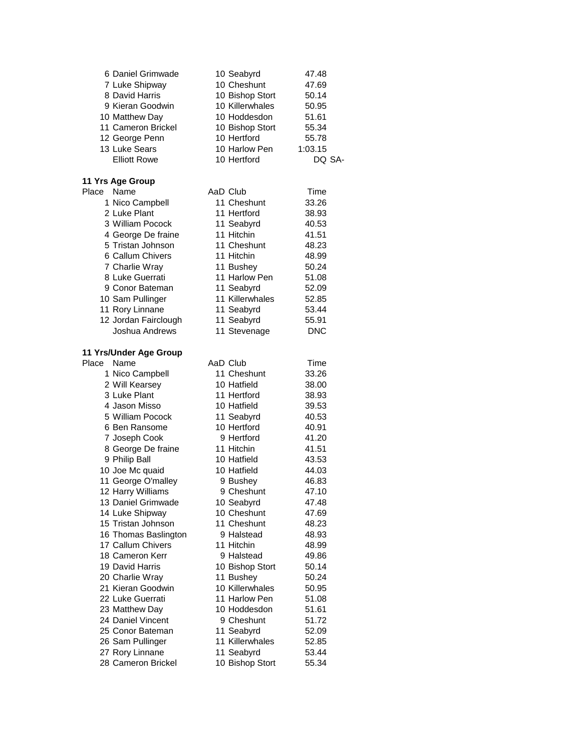| Place | Name | AaD | Club | Time |
|---|---|---|---|---|
| 6 | Daniel Grimwade | 10 | Seabyrd | 47.48 |
| 7 | Luke Shipway | 10 | Cheshunt | 47.69 |
| 8 | David Harris | 10 | Bishop Stort | 50.14 |
| 9 | Kieran Goodwin | 10 | Killerwhales | 50.95 |
| 10 | Matthew Day | 10 | Hoddesdon | 51.61 |
| 11 | Cameron Brickel | 10 | Bishop Stort | 55.34 |
| 12 | George Penn | 10 | Hertford | 55.78 |
| 13 | Luke Sears | 10 | Harlow Pen | 1:03.15 |
| | Elliott Rowe | 10 | Hertford | DQ SA- |

**11 Yrs Age Group**

| Place | Name | AaD | Club | Time |
|---|---|---|---|---|
| 1 | Nico Campbell | 11 | Cheshunt | 33.26 |
| 2 | Luke Plant | 11 | Hertford | 38.93 |
| 3 | William Pocock | 11 | Seabyrd | 40.53 |
| 4 | George De fraine | 11 | Hitchin | 41.51 |
| 5 | Tristan Johnson | 11 | Cheshunt | 48.23 |
| 6 | Callum Chivers | 11 | Hitchin | 48.99 |
| 7 | Charlie Wray | 11 | Bushey | 50.24 |
| 8 | Luke Guerrati | 11 | Harlow Pen | 51.08 |
| 9 | Conor Bateman | 11 | Seabyrd | 52.09 |
| 10 | Sam Pullinger | 11 | Killerwhales | 52.85 |
| 11 | Rory Linnane | 11 | Seabyrd | 53.44 |
| 12 | Jordan Fairclough | 11 | Seabyrd | 55.91 |
| | Joshua Andrews | 11 | Stevenage | DNC |

**11 Yrs/Under Age Group**

| Place | Name | AaD | Club | Time |
|---|---|---|---|---|
| 1 | Nico Campbell | 11 | Cheshunt | 33.26 |
| 2 | Will Kearsey | 10 | Hatfield | 38.00 |
| 3 | Luke Plant | 11 | Hertford | 38.93 |
| 4 | Jason Misso | 10 | Hatfield | 39.53 |
| 5 | William Pocock | 11 | Seabyrd | 40.53 |
| 6 | Ben Ransome | 10 | Hertford | 40.91 |
| 7 | Joseph Cook | 9 | Hertford | 41.20 |
| 8 | George De fraine | 11 | Hitchin | 41.51 |
| 9 | Philip Ball | 10 | Hatfield | 43.53 |
| 10 | Joe Mc quaid | 10 | Hatfield | 44.03 |
| 11 | George O'malley | 9 | Bushey | 46.83 |
| 12 | Harry Williams | 9 | Cheshunt | 47.10 |
| 13 | Daniel Grimwade | 10 | Seabyrd | 47.48 |
| 14 | Luke Shipway | 10 | Cheshunt | 47.69 |
| 15 | Tristan Johnson | 11 | Cheshunt | 48.23 |
| 16 | Thomas Baslington | 9 | Halstead | 48.93 |
| 17 | Callum Chivers | 11 | Hitchin | 48.99 |
| 18 | Cameron Kerr | 9 | Halstead | 49.86 |
| 19 | David Harris | 10 | Bishop Stort | 50.14 |
| 20 | Charlie Wray | 11 | Bushey | 50.24 |
| 21 | Kieran Goodwin | 10 | Killerwhales | 50.95 |
| 22 | Luke Guerrati | 11 | Harlow Pen | 51.08 |
| 23 | Matthew Day | 10 | Hoddesdon | 51.61 |
| 24 | Daniel Vincent | 9 | Cheshunt | 51.72 |
| 25 | Conor Bateman | 11 | Seabyrd | 52.09 |
| 26 | Sam Pullinger | 11 | Killerwhales | 52.85 |
| 27 | Rory Linnane | 11 | Seabyrd | 53.44 |
| 28 | Cameron Brickel | 10 | Bishop Stort | 55.34 |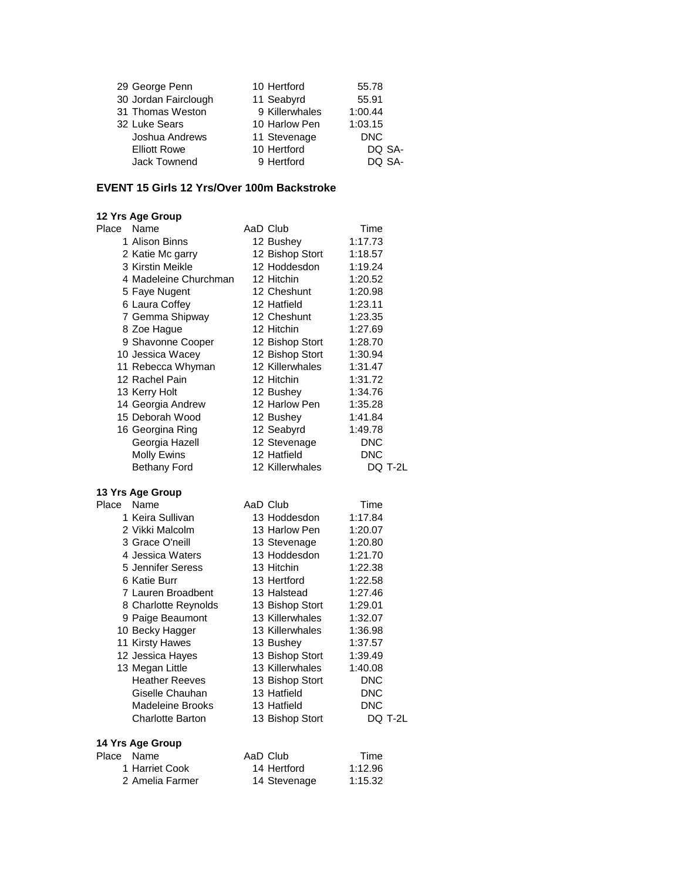| Place | Name | AaD | Club | Time |
|---|---|---|---|---|
| 29 | George Penn | 10 | Hertford | 55.78 |
| 30 | Jordan Fairclough | 11 | Seabyrd | 55.91 |
| 31 | Thomas Weston | 9 | Killerwhales | 1:00.44 |
| 32 | Luke Sears | 10 | Harlow Pen | 1:03.15 |
| | Joshua Andrews | 11 | Stevenage | DNC |
| | Elliott Rowe | 10 | Hertford | DQ SA- |
| | Jack Townend | 9 | Hertford | DQ SA- |

## EVENT 15 Girls 12 Yrs/Over 100m Backstroke

### 12 Yrs Age Group

| Place | Name | AaD | Club | Time |
|---|---|---|---|---|
| 1 | Alison Binns | 12 | Bushey | 1:17.73 |
| 2 | Katie Mc garry | 12 | Bishop Stort | 1:18.57 |
| 3 | Kirstin Meikle | 12 | Hoddesdon | 1:19.24 |
| 4 | Madeleine Churchman | 12 | Hitchin | 1:20.52 |
| 5 | Faye Nugent | 12 | Cheshunt | 1:20.98 |
| 6 | Laura Coffey | 12 | Hatfield | 1:23.11 |
| 7 | Gemma Shipway | 12 | Cheshunt | 1:23.35 |
| 8 | Zoe Hague | 12 | Hitchin | 1:27.69 |
| 9 | Shavonne Cooper | 12 | Bishop Stort | 1:28.70 |
| 10 | Jessica Wacey | 12 | Bishop Stort | 1:30.94 |
| 11 | Rebecca Whyman | 12 | Killerwhales | 1:31.47 |
| 12 | Rachel Pain | 12 | Hitchin | 1:31.72 |
| 13 | Kerry Holt | 12 | Bushey | 1:34.76 |
| 14 | Georgia Andrew | 12 | Harlow Pen | 1:35.28 |
| 15 | Deborah Wood | 12 | Bushey | 1:41.84 |
| 16 | Georgina Ring | 12 | Seabyrd | 1:49.78 |
| | Georgia Hazell | 12 | Stevenage | DNC |
| | Molly Ewins | 12 | Hatfield | DNC |
| | Bethany Ford | 12 | Killerwhales | DQ T-2L |

### 13 Yrs Age Group

| Place | Name | AaD | Club | Time |
|---|---|---|---|---|
| 1 | Keira Sullivan | 13 | Hoddesdon | 1:17.84 |
| 2 | Vikki Malcolm | 13 | Harlow Pen | 1:20.07 |
| 3 | Grace O'neill | 13 | Stevenage | 1:20.80 |
| 4 | Jessica Waters | 13 | Hoddesdon | 1:21.70 |
| 5 | Jennifer Seress | 13 | Hitchin | 1:22.38 |
| 6 | Katie Burr | 13 | Hertford | 1:22.58 |
| 7 | Lauren Broadbent | 13 | Halstead | 1:27.46 |
| 8 | Charlotte Reynolds | 13 | Bishop Stort | 1:29.01 |
| 9 | Paige Beaumont | 13 | Killerwhales | 1:32.07 |
| 10 | Becky Hagger | 13 | Killerwhales | 1:36.98 |
| 11 | Kirsty Hawes | 13 | Bushey | 1:37.57 |
| 12 | Jessica Hayes | 13 | Bishop Stort | 1:39.49 |
| 13 | Megan Little | 13 | Killerwhales | 1:40.08 |
| | Heather Reeves | 13 | Bishop Stort | DNC |
| | Giselle Chauhan | 13 | Hatfield | DNC |
| | Madeleine Brooks | 13 | Hatfield | DNC |
| | Charlotte Barton | 13 | Bishop Stort | DQ T-2L |

### 14 Yrs Age Group

| Place | Name | AaD | Club | Time |
|---|---|---|---|---|
| 1 | Harriet Cook | 14 | Hertford | 1:12.96 |
| 2 | Amelia Farmer | 14 | Stevenage | 1:15.32 |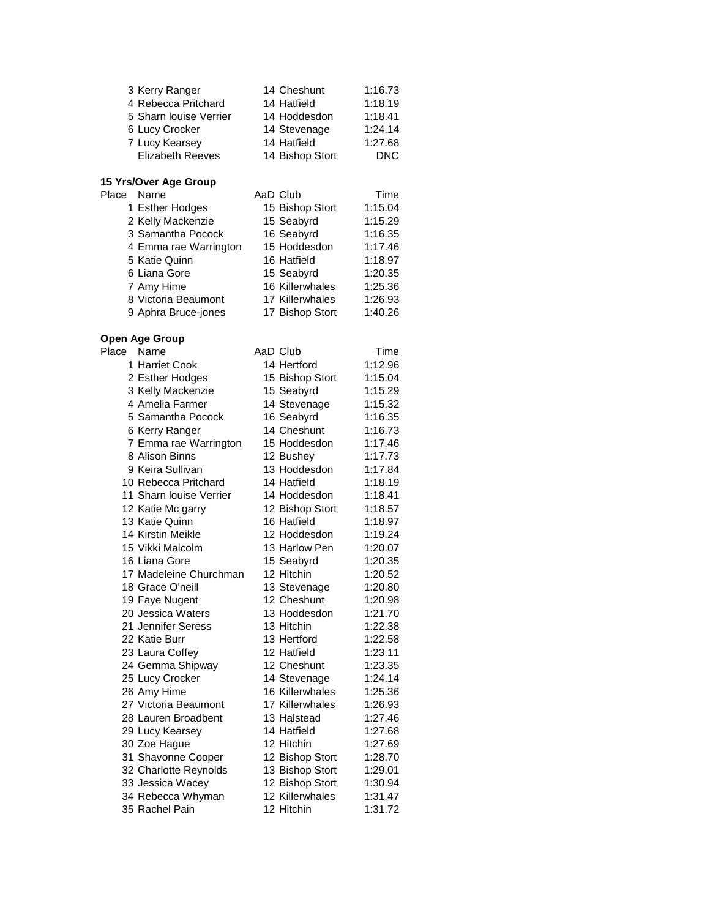| Place | Name | AaD | Club | Time |
|---|---|---|---|---|
| 3 | Kerry Ranger | 14 | Cheshunt | 1:16.73 |
| 4 | Rebecca Pritchard | 14 | Hatfield | 1:18.19 |
| 5 | Sharn louise Verrier | 14 | Hoddesdon | 1:18.41 |
| 6 | Lucy Crocker | 14 | Stevenage | 1:24.14 |
| 7 | Lucy Kearsey | 14 | Hatfield | 1:27.68 |
| | Elizabeth Reeves | 14 | Bishop Stort | DNC |

**15 Yrs/Over Age Group**

| Place | Name | AaD | Club | Time |
|---|---|---|---|---|
| 1 | Esther Hodges | 15 | Bishop Stort | 1:15.04 |
| 2 | Kelly Mackenzie | 15 | Seabyrd | 1:15.29 |
| 3 | Samantha Pocock | 16 | Seabyrd | 1:16.35 |
| 4 | Emma rae Warrington | 15 | Hoddesdon | 1:17.46 |
| 5 | Katie Quinn | 16 | Hatfield | 1:18.97 |
| 6 | Liana Gore | 15 | Seabyrd | 1:20.35 |
| 7 | Amy Hime | 16 | Killerwhales | 1:25.36 |
| 8 | Victoria Beaumont | 17 | Killerwhales | 1:26.93 |
| 9 | Aphra Bruce-jones | 17 | Bishop Stort | 1:40.26 |

**Open Age Group**

| Place | Name | AaD | Club | Time |
|---|---|---|---|---|
| 1 | Harriet Cook | 14 | Hertford | 1:12.96 |
| 2 | Esther Hodges | 15 | Bishop Stort | 1:15.04 |
| 3 | Kelly Mackenzie | 15 | Seabyrd | 1:15.29 |
| 4 | Amelia Farmer | 14 | Stevenage | 1:15.32 |
| 5 | Samantha Pocock | 16 | Seabyrd | 1:16.35 |
| 6 | Kerry Ranger | 14 | Cheshunt | 1:16.73 |
| 7 | Emma rae Warrington | 15 | Hoddesdon | 1:17.46 |
| 8 | Alison Binns | 12 | Bushey | 1:17.73 |
| 9 | Keira Sullivan | 13 | Hoddesdon | 1:17.84 |
| 10 | Rebecca Pritchard | 14 | Hatfield | 1:18.19 |
| 11 | Sharn louise Verrier | 14 | Hoddesdon | 1:18.41 |
| 12 | Katie Mc garry | 12 | Bishop Stort | 1:18.57 |
| 13 | Katie Quinn | 16 | Hatfield | 1:18.97 |
| 14 | Kirstin Meikle | 12 | Hoddesdon | 1:19.24 |
| 15 | Vikki Malcolm | 13 | Harlow Pen | 1:20.07 |
| 16 | Liana Gore | 15 | Seabyrd | 1:20.35 |
| 17 | Madeleine Churchman | 12 | Hitchin | 1:20.52 |
| 18 | Grace O'neill | 13 | Stevenage | 1:20.80 |
| 19 | Faye Nugent | 12 | Cheshunt | 1:20.98 |
| 20 | Jessica Waters | 13 | Hoddesdon | 1:21.70 |
| 21 | Jennifer Seress | 13 | Hitchin | 1:22.38 |
| 22 | Katie Burr | 13 | Hertford | 1:22.58 |
| 23 | Laura Coffey | 12 | Hatfield | 1:23.11 |
| 24 | Gemma Shipway | 12 | Cheshunt | 1:23.35 |
| 25 | Lucy Crocker | 14 | Stevenage | 1:24.14 |
| 26 | Amy Hime | 16 | Killerwhales | 1:25.36 |
| 27 | Victoria Beaumont | 17 | Killerwhales | 1:26.93 |
| 28 | Lauren Broadbent | 13 | Halstead | 1:27.46 |
| 29 | Lucy Kearsey | 14 | Hatfield | 1:27.68 |
| 30 | Zoe Hague | 12 | Hitchin | 1:27.69 |
| 31 | Shavonne Cooper | 12 | Bishop Stort | 1:28.70 |
| 32 | Charlotte Reynolds | 13 | Bishop Stort | 1:29.01 |
| 33 | Jessica Wacey | 12 | Bishop Stort | 1:30.94 |
| 34 | Rebecca Whyman | 12 | Killerwhales | 1:31.47 |
| 35 | Rachel Pain | 12 | Hitchin | 1:31.72 |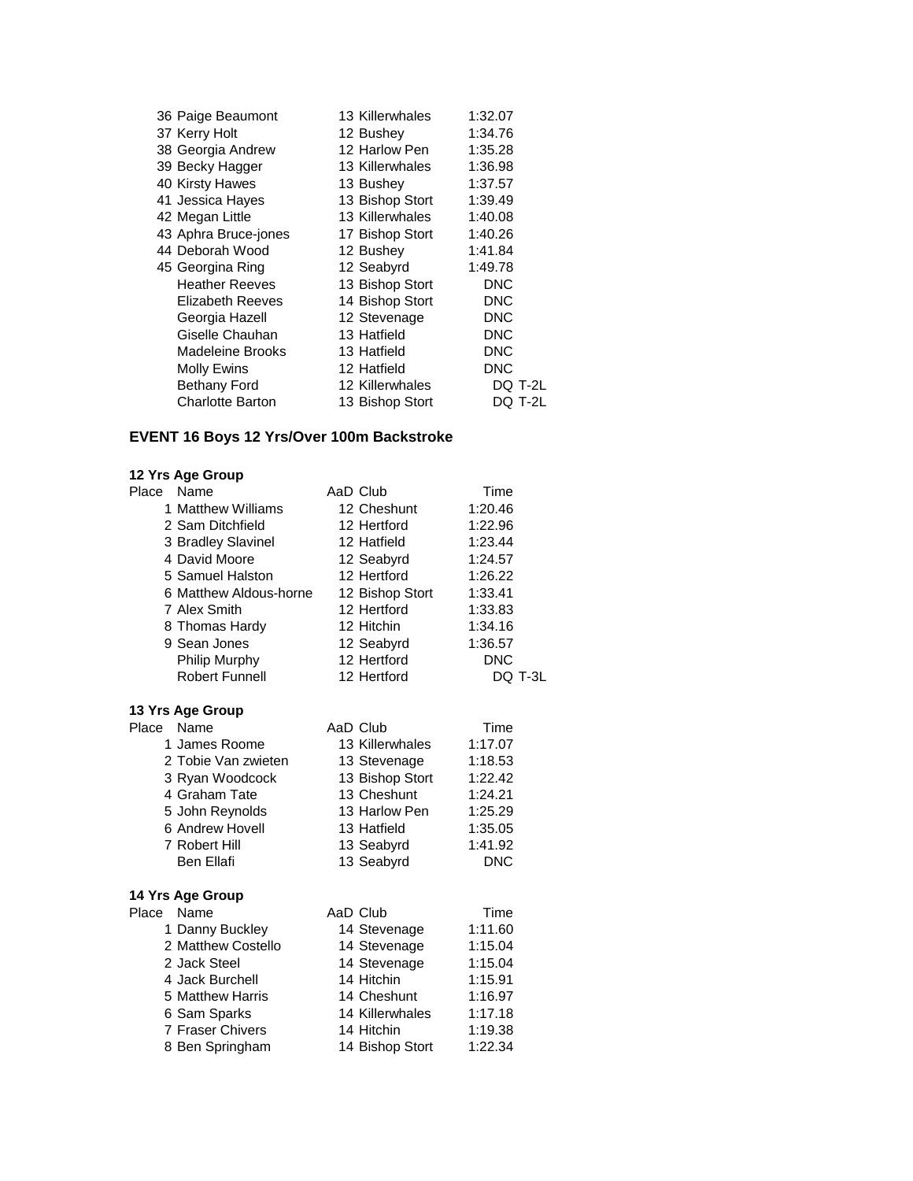| Place | Name | AaD | Club | Time |
|---|---|---|---|---|
| 36 | Paige Beaumont | 13 | Killerwhales | 1:32.07 |
| 37 | Kerry Holt | 12 | Bushey | 1:34.76 |
| 38 | Georgia Andrew | 12 | Harlow Pen | 1:35.28 |
| 39 | Becky Hagger | 13 | Killerwhales | 1:36.98 |
| 40 | Kirsty Hawes | 13 | Bushey | 1:37.57 |
| 41 | Jessica Hayes | 13 | Bishop Stort | 1:39.49 |
| 42 | Megan Little | 13 | Killerwhales | 1:40.08 |
| 43 | Aphra Bruce-jones | 17 | Bishop Stort | 1:40.26 |
| 44 | Deborah Wood | 12 | Bushey | 1:41.84 |
| 45 | Georgina Ring | 12 | Seabyrd | 1:49.78 |
| | Heather Reeves | 13 | Bishop Stort | DNC |
| | Elizabeth Reeves | 14 | Bishop Stort | DNC |
| | Georgia Hazell | 12 | Stevenage | DNC |
| | Giselle Chauhan | 13 | Hatfield | DNC |
| | Madeleine Brooks | 13 | Hatfield | DNC |
| | Molly Ewins | 12 | Hatfield | DNC |
| | Bethany Ford | 12 | Killerwhales | DQ T-2L |
| | Charlotte Barton | 13 | Bishop Stort | DQ T-2L |

## EVENT 16 Boys 12 Yrs/Over 100m Backstroke

### 12 Yrs Age Group

| Place | Name | AaD | Club | Time |
|---|---|---|---|---|
| 1 | Matthew Williams | 12 | Cheshunt | 1:20.46 |
| 2 | Sam Ditchfield | 12 | Hertford | 1:22.96 |
| 3 | Bradley Slavinel | 12 | Hatfield | 1:23.44 |
| 4 | David Moore | 12 | Seabyrd | 1:24.57 |
| 5 | Samuel Halston | 12 | Hertford | 1:26.22 |
| 6 | Matthew Aldous-horne | 12 | Bishop Stort | 1:33.41 |
| 7 | Alex Smith | 12 | Hertford | 1:33.83 |
| 8 | Thomas Hardy | 12 | Hitchin | 1:34.16 |
| 9 | Sean Jones | 12 | Seabyrd | 1:36.57 |
| | Philip Murphy | 12 | Hertford | DNC |
| | Robert Funnell | 12 | Hertford | DQ T-3L |

### 13 Yrs Age Group

| Place | Name | AaD | Club | Time |
|---|---|---|---|---|
| 1 | James Roome | 13 | Killerwhales | 1:17.07 |
| 2 | Tobie Van zwieten | 13 | Stevenage | 1:18.53 |
| 3 | Ryan Woodcock | 13 | Bishop Stort | 1:22.42 |
| 4 | Graham Tate | 13 | Cheshunt | 1:24.21 |
| 5 | John Reynolds | 13 | Harlow Pen | 1:25.29 |
| 6 | Andrew Hovell | 13 | Hatfield | 1:35.05 |
| 7 | Robert Hill | 13 | Seabyrd | 1:41.92 |
| | Ben Ellafi | 13 | Seabyrd | DNC |

### 14 Yrs Age Group

| Place | Name | AaD | Club | Time |
|---|---|---|---|---|
| 1 | Danny Buckley | 14 | Stevenage | 1:11.60 |
| 2 | Matthew Costello | 14 | Stevenage | 1:15.04 |
| 2 | Jack Steel | 14 | Stevenage | 1:15.04 |
| 4 | Jack Burchell | 14 | Hitchin | 1:15.91 |
| 5 | Matthew Harris | 14 | Cheshunt | 1:16.97 |
| 6 | Sam Sparks | 14 | Killerwhales | 1:17.18 |
| 7 | Fraser Chivers | 14 | Hitchin | 1:19.38 |
| 8 | Ben Springham | 14 | Bishop Stort | 1:22.34 |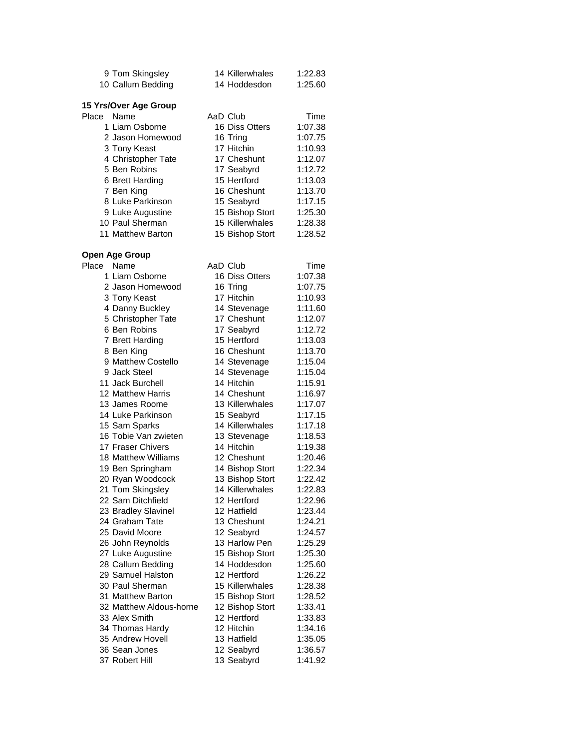| Place | Name | AaD | Club | Time |
|---|---|---|---|---|
| 9 | Tom Skingsley | 14 | Killerwhales | 1:22.83 |
| 10 | Callum Bedding | 14 | Hoddesdon | 1:25.60 |

**15 Yrs/Over Age Group**

| Place | Name | AaD | Club | Time |
|---|---|---|---|---|
| 1 | Liam Osborne | 16 | Diss Otters | 1:07.38 |
| 2 | Jason Homewood | 16 | Tring | 1:07.75 |
| 3 | Tony Keast | 17 | Hitchin | 1:10.93 |
| 4 | Christopher Tate | 17 | Cheshunt | 1:12.07 |
| 5 | Ben Robins | 17 | Seabyrd | 1:12.72 |
| 6 | Brett Harding | 15 | Hertford | 1:13.03 |
| 7 | Ben King | 16 | Cheshunt | 1:13.70 |
| 8 | Luke Parkinson | 15 | Seabyrd | 1:17.15 |
| 9 | Luke Augustine | 15 | Bishop Stort | 1:25.30 |
| 10 | Paul Sherman | 15 | Killerwhales | 1:28.38 |
| 11 | Matthew Barton | 15 | Bishop Stort | 1:28.52 |

**Open Age Group**

| Place | Name | AaD | Club | Time |
|---|---|---|---|---|
| 1 | Liam Osborne | 16 | Diss Otters | 1:07.38 |
| 2 | Jason Homewood | 16 | Tring | 1:07.75 |
| 3 | Tony Keast | 17 | Hitchin | 1:10.93 |
| 4 | Danny Buckley | 14 | Stevenage | 1:11.60 |
| 5 | Christopher Tate | 17 | Cheshunt | 1:12.07 |
| 6 | Ben Robins | 17 | Seabyrd | 1:12.72 |
| 7 | Brett Harding | 15 | Hertford | 1:13.03 |
| 8 | Ben King | 16 | Cheshunt | 1:13.70 |
| 9 | Matthew Costello | 14 | Stevenage | 1:15.04 |
| 9 | Jack Steel | 14 | Stevenage | 1:15.04 |
| 11 | Jack Burchell | 14 | Hitchin | 1:15.91 |
| 12 | Matthew Harris | 14 | Cheshunt | 1:16.97 |
| 13 | James Roome | 13 | Killerwhales | 1:17.07 |
| 14 | Luke Parkinson | 15 | Seabyrd | 1:17.15 |
| 15 | Sam Sparks | 14 | Killerwhales | 1:17.18 |
| 16 | Tobie Van zwieten | 13 | Stevenage | 1:18.53 |
| 17 | Fraser Chivers | 14 | Hitchin | 1:19.38 |
| 18 | Matthew Williams | 12 | Cheshunt | 1:20.46 |
| 19 | Ben Springham | 14 | Bishop Stort | 1:22.34 |
| 20 | Ryan Woodcock | 13 | Bishop Stort | 1:22.42 |
| 21 | Tom Skingsley | 14 | Killerwhales | 1:22.83 |
| 22 | Sam Ditchfield | 12 | Hertford | 1:22.96 |
| 23 | Bradley Slavinel | 12 | Hatfield | 1:23.44 |
| 24 | Graham Tate | 13 | Cheshunt | 1:24.21 |
| 25 | David Moore | 12 | Seabyrd | 1:24.57 |
| 26 | John Reynolds | 13 | Harlow Pen | 1:25.29 |
| 27 | Luke Augustine | 15 | Bishop Stort | 1:25.30 |
| 28 | Callum Bedding | 14 | Hoddesdon | 1:25.60 |
| 29 | Samuel Halston | 12 | Hertford | 1:26.22 |
| 30 | Paul Sherman | 15 | Killerwhales | 1:28.38 |
| 31 | Matthew Barton | 15 | Bishop Stort | 1:28.52 |
| 32 | Matthew Aldous-horne | 12 | Bishop Stort | 1:33.41 |
| 33 | Alex Smith | 12 | Hertford | 1:33.83 |
| 34 | Thomas Hardy | 12 | Hitchin | 1:34.16 |
| 35 | Andrew Hovell | 13 | Hatfield | 1:35.05 |
| 36 | Sean Jones | 12 | Seabyrd | 1:36.57 |
| 37 | Robert Hill | 13 | Seabyrd | 1:41.92 |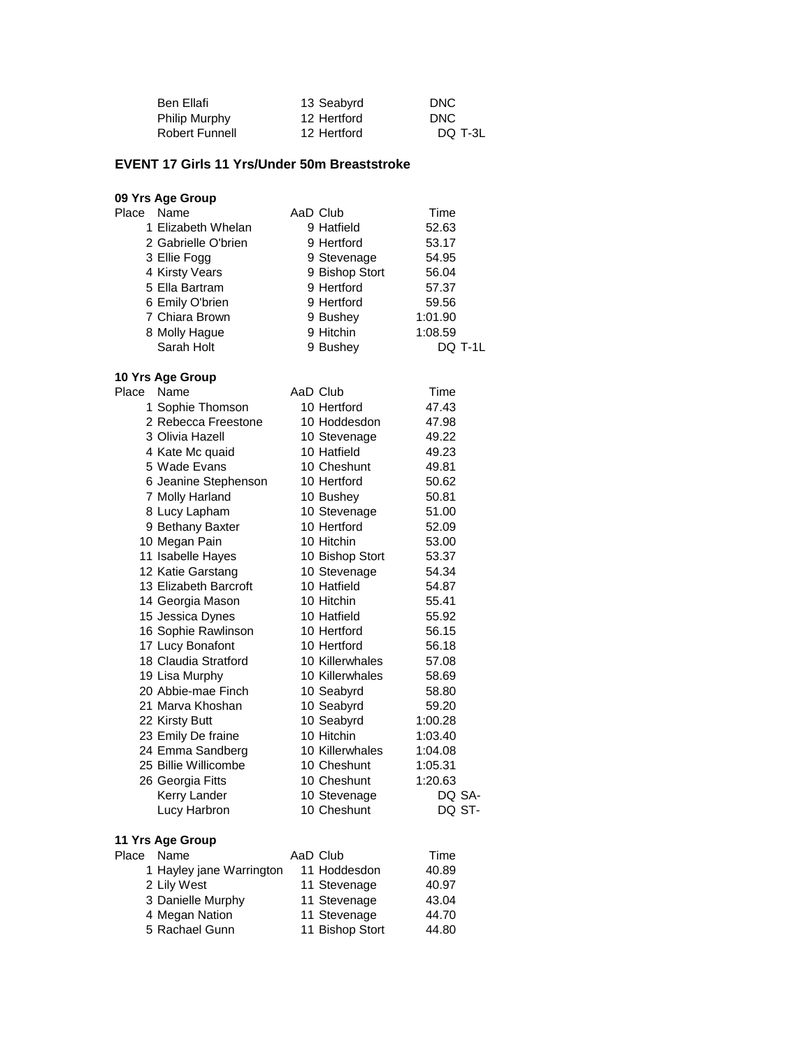| | Name | AaD | Club | Time |
|---|---|---|---|---|
| | Ben Ellafi | 13 | Seabyrd | DNC |
| | Philip Murphy | 12 | Hertford | DNC |
| | Robert Funnell | 12 | Hertford | DQ T-3L |

## EVENT 17 Girls 11 Yrs/Under 50m Breaststroke

### 09 Yrs Age Group

| Place | Name | AaD | Club | Time |
|---|---|---|---|---|
| 1 | Elizabeth Whelan | 9 | Hatfield | 52.63 |
| 2 | Gabrielle O'brien | 9 | Hertford | 53.17 |
| 3 | Ellie Fogg | 9 | Stevenage | 54.95 |
| 4 | Kirsty Vears | 9 | Bishop Stort | 56.04 |
| 5 | Ella Bartram | 9 | Hertford | 57.37 |
| 6 | Emily O'brien | 9 | Hertford | 59.56 |
| 7 | Chiara Brown | 9 | Bushey | 1:01.90 |
| 8 | Molly Hague | 9 | Hitchin | 1:08.59 |
| | Sarah Holt | 9 | Bushey | DQ T-1L |

### 10 Yrs Age Group

| Place | Name | AaD | Club | Time |
|---|---|---|---|---|
| 1 | Sophie Thomson | 10 | Hertford | 47.43 |
| 2 | Rebecca Freestone | 10 | Hoddesdon | 47.98 |
| 3 | Olivia Hazell | 10 | Stevenage | 49.22 |
| 4 | Kate Mc quaid | 10 | Hatfield | 49.23 |
| 5 | Wade Evans | 10 | Cheshunt | 49.81 |
| 6 | Jeanine Stephenson | 10 | Hertford | 50.62 |
| 7 | Molly Harland | 10 | Bushey | 50.81 |
| 8 | Lucy Lapham | 10 | Stevenage | 51.00 |
| 9 | Bethany Baxter | 10 | Hertford | 52.09 |
| 10 | Megan Pain | 10 | Hitchin | 53.00 |
| 11 | Isabelle Hayes | 10 | Bishop Stort | 53.37 |
| 12 | Katie Garstang | 10 | Stevenage | 54.34 |
| 13 | Elizabeth Barcroft | 10 | Hatfield | 54.87 |
| 14 | Georgia Mason | 10 | Hitchin | 55.41 |
| 15 | Jessica Dynes | 10 | Hatfield | 55.92 |
| 16 | Sophie Rawlinson | 10 | Hertford | 56.15 |
| 17 | Lucy Bonafont | 10 | Hertford | 56.18 |
| 18 | Claudia Stratford | 10 | Killerwhales | 57.08 |
| 19 | Lisa Murphy | 10 | Killerwhales | 58.69 |
| 20 | Abbie-mae Finch | 10 | Seabyrd | 58.80 |
| 21 | Marva Khoshan | 10 | Seabyrd | 59.20 |
| 22 | Kirsty Butt | 10 | Seabyrd | 1:00.28 |
| 23 | Emily De fraine | 10 | Hitchin | 1:03.40 |
| 24 | Emma Sandberg | 10 | Killerwhales | 1:04.08 |
| 25 | Billie Willicombe | 10 | Cheshunt | 1:05.31 |
| 26 | Georgia Fitts | 10 | Cheshunt | 1:20.63 |
| | Kerry Lander | 10 | Stevenage | DQ SA- |
| | Lucy Harbron | 10 | Cheshunt | DQ ST- |

### 11 Yrs Age Group

| Place | Name | AaD | Club | Time |
|---|---|---|---|---|
| 1 | Hayley jane Warrington | 11 | Hoddesdon | 40.89 |
| 2 | Lily West | 11 | Stevenage | 40.97 |
| 3 | Danielle Murphy | 11 | Stevenage | 43.04 |
| 4 | Megan Nation | 11 | Stevenage | 44.70 |
| 5 | Rachael Gunn | 11 | Bishop Stort | 44.80 |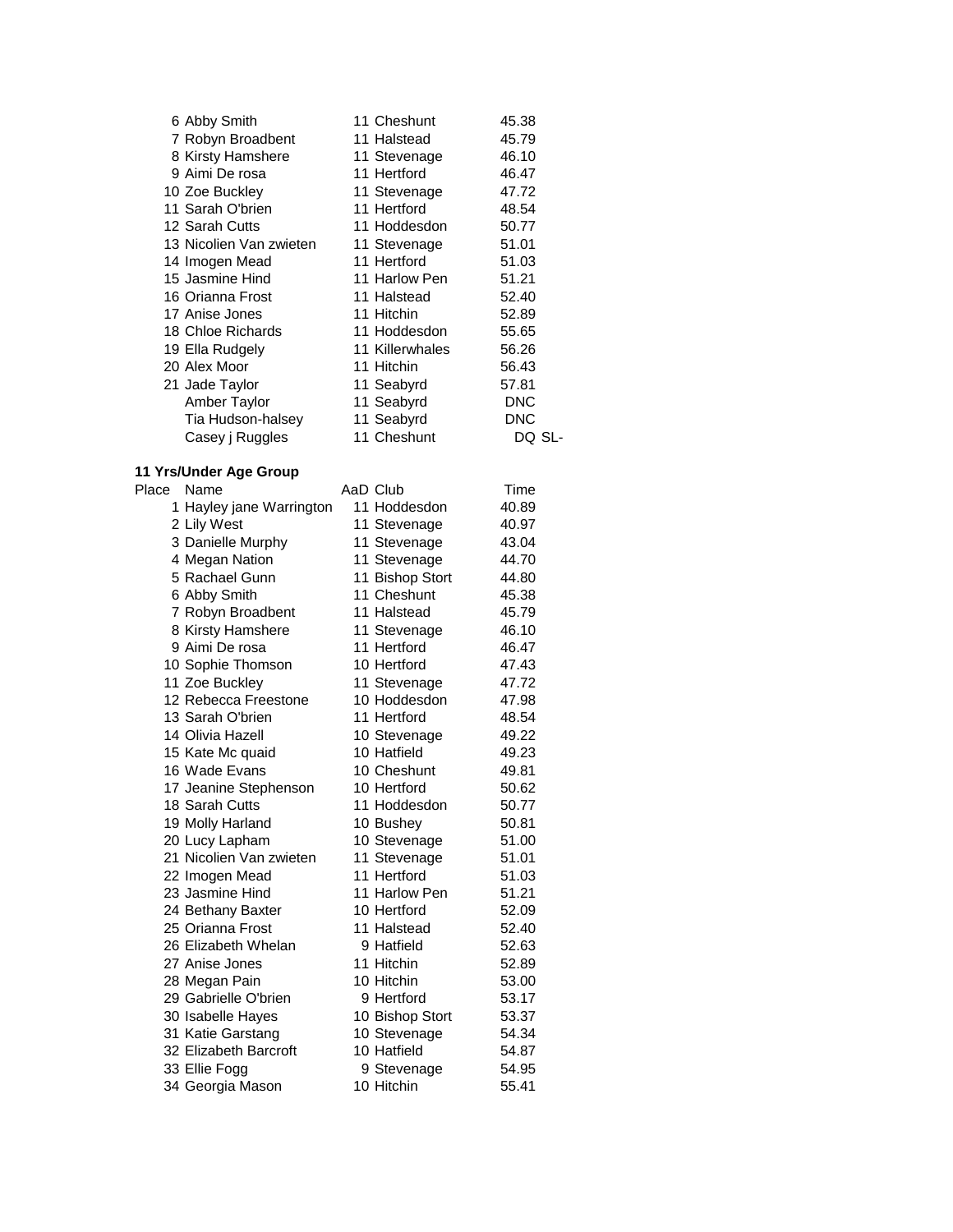| Place | Name | AaD | Club | Time |
|---|---|---|---|---|
| 6 | Abby Smith | 11 | Cheshunt | 45.38 |
| 7 | Robyn Broadbent | 11 | Halstead | 45.79 |
| 8 | Kirsty Hamshere | 11 | Stevenage | 46.10 |
| 9 | Aimi De rosa | 11 | Hertford | 46.47 |
| 10 | Zoe Buckley | 11 | Stevenage | 47.72 |
| 11 | Sarah O'brien | 11 | Hertford | 48.54 |
| 12 | Sarah Cutts | 11 | Hoddesdon | 50.77 |
| 13 | Nicolien Van zwieten | 11 | Stevenage | 51.01 |
| 14 | Imogen Mead | 11 | Hertford | 51.03 |
| 15 | Jasmine Hind | 11 | Harlow Pen | 51.21 |
| 16 | Orianna Frost | 11 | Halstead | 52.40 |
| 17 | Anise Jones | 11 | Hitchin | 52.89 |
| 18 | Chloe Richards | 11 | Hoddesdon | 55.65 |
| 19 | Ella Rudgely | 11 | Killerwhales | 56.26 |
| 20 | Alex Moor | 11 | Hitchin | 56.43 |
| 21 | Jade Taylor | 11 | Seabyrd | 57.81 |
| | Amber Taylor | 11 | Seabyrd | DNC |
| | Tia Hudson-halsey | 11 | Seabyrd | DNC |
| | Casey j Ruggles | 11 | Cheshunt | DQ SL- |

**11 Yrs/Under Age Group**

| Place | Name | AaD | Club | Time |
|---|---|---|---|---|
| 1 | Hayley jane Warrington | 11 | Hoddesdon | 40.89 |
| 2 | Lily West | 11 | Stevenage | 40.97 |
| 3 | Danielle Murphy | 11 | Stevenage | 43.04 |
| 4 | Megan Nation | 11 | Stevenage | 44.70 |
| 5 | Rachael Gunn | 11 | Bishop Stort | 44.80 |
| 6 | Abby Smith | 11 | Cheshunt | 45.38 |
| 7 | Robyn Broadbent | 11 | Halstead | 45.79 |
| 8 | Kirsty Hamshere | 11 | Stevenage | 46.10 |
| 9 | Aimi De rosa | 11 | Hertford | 46.47 |
| 10 | Sophie Thomson | 10 | Hertford | 47.43 |
| 11 | Zoe Buckley | 11 | Stevenage | 47.72 |
| 12 | Rebecca Freestone | 10 | Hoddesdon | 47.98 |
| 13 | Sarah O'brien | 11 | Hertford | 48.54 |
| 14 | Olivia Hazell | 10 | Stevenage | 49.22 |
| 15 | Kate Mc quaid | 10 | Hatfield | 49.23 |
| 16 | Wade Evans | 10 | Cheshunt | 49.81 |
| 17 | Jeanine Stephenson | 10 | Hertford | 50.62 |
| 18 | Sarah Cutts | 11 | Hoddesdon | 50.77 |
| 19 | Molly Harland | 10 | Bushey | 50.81 |
| 20 | Lucy Lapham | 10 | Stevenage | 51.00 |
| 21 | Nicolien Van zwieten | 11 | Stevenage | 51.01 |
| 22 | Imogen Mead | 11 | Hertford | 51.03 |
| 23 | Jasmine Hind | 11 | Harlow Pen | 51.21 |
| 24 | Bethany Baxter | 10 | Hertford | 52.09 |
| 25 | Orianna Frost | 11 | Halstead | 52.40 |
| 26 | Elizabeth Whelan | 9 | Hatfield | 52.63 |
| 27 | Anise Jones | 11 | Hitchin | 52.89 |
| 28 | Megan Pain | 10 | Hitchin | 53.00 |
| 29 | Gabrielle O'brien | 9 | Hertford | 53.17 |
| 30 | Isabelle Hayes | 10 | Bishop Stort | 53.37 |
| 31 | Katie Garstang | 10 | Stevenage | 54.34 |
| 32 | Elizabeth Barcroft | 10 | Hatfield | 54.87 |
| 33 | Ellie Fogg | 9 | Stevenage | 54.95 |
| 34 | Georgia Mason | 10 | Hitchin | 55.41 |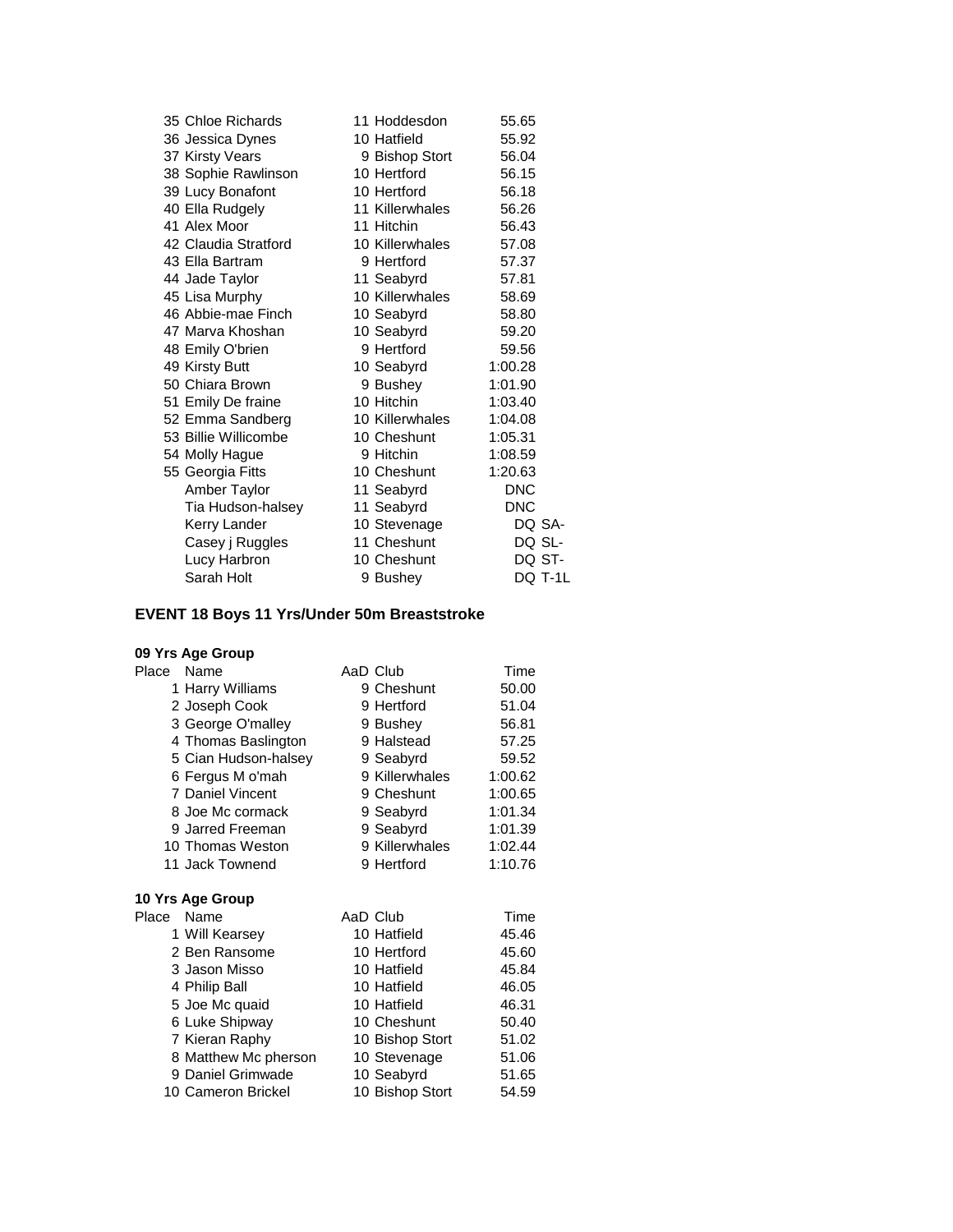| Place | Name | AaD | Club | Time | |
|---|---|---|---|---|---|
| 35 | Chloe Richards | 11 | Hoddesdon | 55.65 | |
| 36 | Jessica Dynes | 10 | Hatfield | 55.92 | |
| 37 | Kirsty Vears | 9 | Bishop Stort | 56.04 | |
| 38 | Sophie Rawlinson | 10 | Hertford | 56.15 | |
| 39 | Lucy Bonafont | 10 | Hertford | 56.18 | |
| 40 | Ella Rudgely | 11 | Killerwhales | 56.26 | |
| 41 | Alex Moor | 11 | Hitchin | 56.43 | |
| 42 | Claudia Stratford | 10 | Killerwhales | 57.08 | |
| 43 | Ella Bartram | 9 | Hertford | 57.37 | |
| 44 | Jade Taylor | 11 | Seabyrd | 57.81 | |
| 45 | Lisa Murphy | 10 | Killerwhales | 58.69 | |
| 46 | Abbie-mae Finch | 10 | Seabyrd | 58.80 | |
| 47 | Marva Khoshan | 10 | Seabyrd | 59.20 | |
| 48 | Emily O'brien | 9 | Hertford | 59.56 | |
| 49 | Kirsty Butt | 10 | Seabyrd | 1:00.28 | |
| 50 | Chiara Brown | 9 | Bushey | 1:01.90 | |
| 51 | Emily De fraine | 10 | Hitchin | 1:03.40 | |
| 52 | Emma Sandberg | 10 | Killerwhales | 1:04.08 | |
| 53 | Billie Willicombe | 10 | Cheshunt | 1:05.31 | |
| 54 | Molly Hague | 9 | Hitchin | 1:08.59 | |
| 55 | Georgia Fitts | 10 | Cheshunt | 1:20.63 | |
| | Amber Taylor | 11 | Seabyrd | DNC | |
| | Tia Hudson-halsey | 11 | Seabyrd | DNC | |
| | Kerry Lander | 10 | Stevenage | DQ | SA- |
| | Casey j Ruggles | 11 | Cheshunt | DQ | SL- |
| | Lucy Harbron | 10 | Cheshunt | DQ | ST- |
| | Sarah Holt | 9 | Bushey | DQ | T-1L |

## EVENT 18 Boys 11 Yrs/Under 50m Breaststroke

### 09 Yrs Age Group

| Place | Name | AaD | Club | Time |
|---|---|---|---|---|
| 1 | Harry Williams | 9 | Cheshunt | 50.00 |
| 2 | Joseph Cook | 9 | Hertford | 51.04 |
| 3 | George O'malley | 9 | Bushey | 56.81 |
| 4 | Thomas Baslington | 9 | Halstead | 57.25 |
| 5 | Cian Hudson-halsey | 9 | Seabyrd | 59.52 |
| 6 | Fergus M o'mah | 9 | Killerwhales | 1:00.62 |
| 7 | Daniel Vincent | 9 | Cheshunt | 1:00.65 |
| 8 | Joe Mc cormack | 9 | Seabyrd | 1:01.34 |
| 9 | Jarred Freeman | 9 | Seabyrd | 1:01.39 |
| 10 | Thomas Weston | 9 | Killerwhales | 1:02.44 |
| 11 | Jack Townend | 9 | Hertford | 1:10.76 |

### 10 Yrs Age Group

| Place | Name | AaD | Club | Time |
|---|---|---|---|---|
| 1 | Will Kearsey | 10 | Hatfield | 45.46 |
| 2 | Ben Ransome | 10 | Hertford | 45.60 |
| 3 | Jason Misso | 10 | Hatfield | 45.84 |
| 4 | Philip Ball | 10 | Hatfield | 46.05 |
| 5 | Joe Mc quaid | 10 | Hatfield | 46.31 |
| 6 | Luke Shipway | 10 | Cheshunt | 50.40 |
| 7 | Kieran Raphy | 10 | Bishop Stort | 51.02 |
| 8 | Matthew Mc pherson | 10 | Stevenage | 51.06 |
| 9 | Daniel Grimwade | 10 | Seabyrd | 51.65 |
| 10 | Cameron Brickel | 10 | Bishop Stort | 54.59 |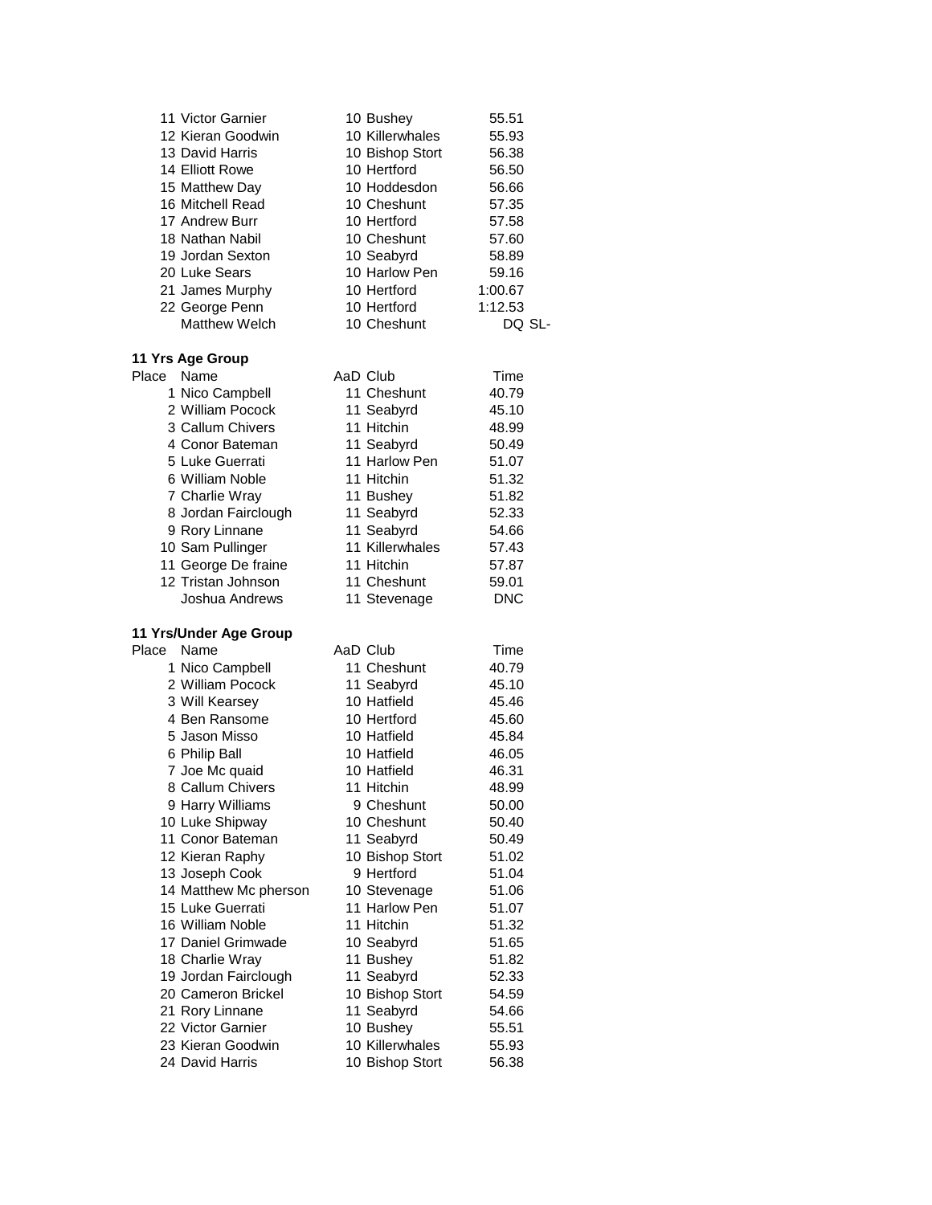| Place | Name | AaD | Club | Time |
|---|---|---|---|---|
| 11 | Victor Garnier | 10 | Bushey | 55.51 |
| 12 | Kieran Goodwin | 10 | Killerwhales | 55.93 |
| 13 | David Harris | 10 | Bishop Stort | 56.38 |
| 14 | Elliott Rowe | 10 | Hertford | 56.50 |
| 15 | Matthew Day | 10 | Hoddesdon | 56.66 |
| 16 | Mitchell Read | 10 | Cheshunt | 57.35 |
| 17 | Andrew Burr | 10 | Hertford | 57.58 |
| 18 | Nathan Nabil | 10 | Cheshunt | 57.60 |
| 19 | Jordan Sexton | 10 | Seabyrd | 58.89 |
| 20 | Luke Sears | 10 | Harlow Pen | 59.16 |
| 21 | James Murphy | 10 | Hertford | 1:00.67 |
| 22 | George Penn | 10 | Hertford | 1:12.53 |
| | Matthew Welch | 10 | Cheshunt | DQ SL- |

**11 Yrs Age Group**

| Place | Name | AaD | Club | Time |
|---|---|---|---|---|
| 1 | Nico Campbell | 11 | Cheshunt | 40.79 |
| 2 | William Pocock | 11 | Seabyrd | 45.10 |
| 3 | Callum Chivers | 11 | Hitchin | 48.99 |
| 4 | Conor Bateman | 11 | Seabyrd | 50.49 |
| 5 | Luke Guerrati | 11 | Harlow Pen | 51.07 |
| 6 | William Noble | 11 | Hitchin | 51.32 |
| 7 | Charlie Wray | 11 | Bushey | 51.82 |
| 8 | Jordan Fairclough | 11 | Seabyrd | 52.33 |
| 9 | Rory Linnane | 11 | Seabyrd | 54.66 |
| 10 | Sam Pullinger | 11 | Killerwhales | 57.43 |
| 11 | George De fraine | 11 | Hitchin | 57.87 |
| 12 | Tristan Johnson | 11 | Cheshunt | 59.01 |
| | Joshua Andrews | 11 | Stevenage | DNC |

**11 Yrs/Under Age Group**

| Place | Name | AaD | Club | Time |
|---|---|---|---|---|
| 1 | Nico Campbell | 11 | Cheshunt | 40.79 |
| 2 | William Pocock | 11 | Seabyrd | 45.10 |
| 3 | Will Kearsey | 10 | Hatfield | 45.46 |
| 4 | Ben Ransome | 10 | Hertford | 45.60 |
| 5 | Jason Misso | 10 | Hatfield | 45.84 |
| 6 | Philip Ball | 10 | Hatfield | 46.05 |
| 7 | Joe Mc quaid | 10 | Hatfield | 46.31 |
| 8 | Callum Chivers | 11 | Hitchin | 48.99 |
| 9 | Harry Williams | 9 | Cheshunt | 50.00 |
| 10 | Luke Shipway | 10 | Cheshunt | 50.40 |
| 11 | Conor Bateman | 11 | Seabyrd | 50.49 |
| 12 | Kieran Raphy | 10 | Bishop Stort | 51.02 |
| 13 | Joseph Cook | 9 | Hertford | 51.04 |
| 14 | Matthew Mc pherson | 10 | Stevenage | 51.06 |
| 15 | Luke Guerrati | 11 | Harlow Pen | 51.07 |
| 16 | William Noble | 11 | Hitchin | 51.32 |
| 17 | Daniel Grimwade | 10 | Seabyrd | 51.65 |
| 18 | Charlie Wray | 11 | Bushey | 51.82 |
| 19 | Jordan Fairclough | 11 | Seabyrd | 52.33 |
| 20 | Cameron Brickel | 10 | Bishop Stort | 54.59 |
| 21 | Rory Linnane | 11 | Seabyrd | 54.66 |
| 22 | Victor Garnier | 10 | Bushey | 55.51 |
| 23 | Kieran Goodwin | 10 | Killerwhales | 55.93 |
| 24 | David Harris | 10 | Bishop Stort | 56.38 |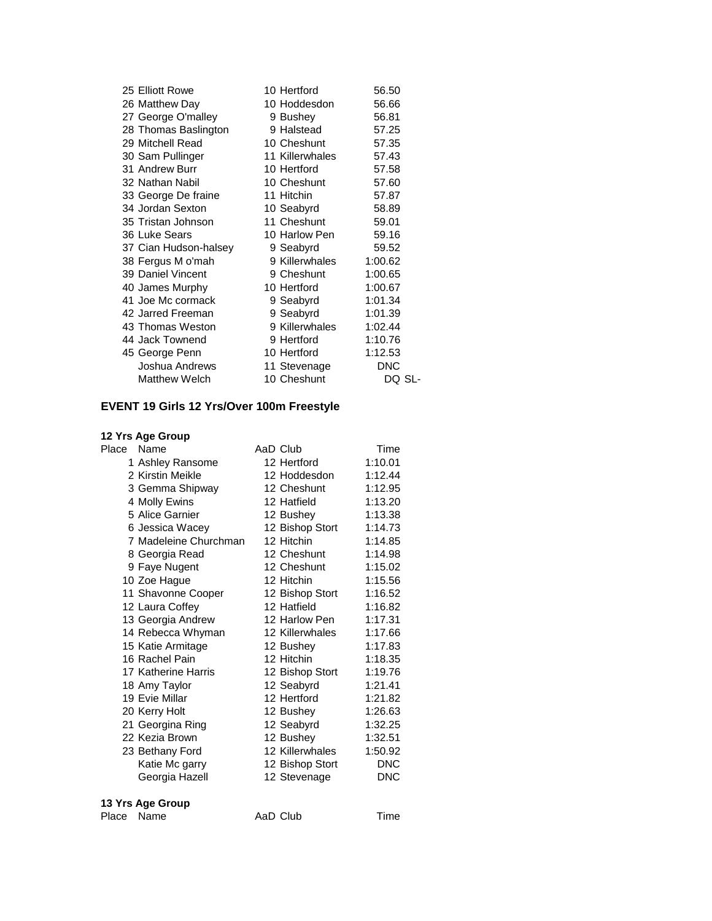| Place | Name | AaD | Club | Time |
|---|---|---|---|---|
| 25 | Elliott Rowe | 10 | Hertford | 56.50 |
| 26 | Matthew Day | 10 | Hoddesdon | 56.66 |
| 27 | George O'malley | 9 | Bushey | 56.81 |
| 28 | Thomas Baslington | 9 | Halstead | 57.25 |
| 29 | Mitchell Read | 10 | Cheshunt | 57.35 |
| 30 | Sam Pullinger | 11 | Killerwhales | 57.43 |
| 31 | Andrew Burr | 10 | Hertford | 57.58 |
| 32 | Nathan Nabil | 10 | Cheshunt | 57.60 |
| 33 | George De fraine | 11 | Hitchin | 57.87 |
| 34 | Jordan Sexton | 10 | Seabyrd | 58.89 |
| 35 | Tristan Johnson | 11 | Cheshunt | 59.01 |
| 36 | Luke Sears | 10 | Harlow Pen | 59.16 |
| 37 | Cian Hudson-halsey | 9 | Seabyrd | 59.52 |
| 38 | Fergus M o'mah | 9 | Killerwhales | 1:00.62 |
| 39 | Daniel Vincent | 9 | Cheshunt | 1:00.65 |
| 40 | James Murphy | 10 | Hertford | 1:00.67 |
| 41 | Joe Mc cormack | 9 | Seabyrd | 1:01.34 |
| 42 | Jarred Freeman | 9 | Seabyrd | 1:01.39 |
| 43 | Thomas Weston | 9 | Killerwhales | 1:02.44 |
| 44 | Jack Townend | 9 | Hertford | 1:10.76 |
| 45 | George Penn | 10 | Hertford | 1:12.53 |
| | Joshua Andrews | 11 | Stevenage | DNC |
| | Matthew Welch | 10 | Cheshunt | DQ SL- |

## EVENT 19 Girls 12 Yrs/Over 100m Freestyle

### 12 Yrs Age Group

| Place | Name | AaD | Club | Time |
|---|---|---|---|---|
| 1 | Ashley Ransome | 12 | Hertford | 1:10.01 |
| 2 | Kirstin Meikle | 12 | Hoddesdon | 1:12.44 |
| 3 | Gemma Shipway | 12 | Cheshunt | 1:12.95 |
| 4 | Molly Ewins | 12 | Hatfield | 1:13.20 |
| 5 | Alice Garnier | 12 | Bushey | 1:13.38 |
| 6 | Jessica Wacey | 12 | Bishop Stort | 1:14.73 |
| 7 | Madeleine Churchman | 12 | Hitchin | 1:14.85 |
| 8 | Georgia Read | 12 | Cheshunt | 1:14.98 |
| 9 | Faye Nugent | 12 | Cheshunt | 1:15.02 |
| 10 | Zoe Hague | 12 | Hitchin | 1:15.56 |
| 11 | Shavonne Cooper | 12 | Bishop Stort | 1:16.52 |
| 12 | Laura Coffey | 12 | Hatfield | 1:16.82 |
| 13 | Georgia Andrew | 12 | Harlow Pen | 1:17.31 |
| 14 | Rebecca Whyman | 12 | Killerwhales | 1:17.66 |
| 15 | Katie Armitage | 12 | Bushey | 1:17.83 |
| 16 | Rachel Pain | 12 | Hitchin | 1:18.35 |
| 17 | Katherine Harris | 12 | Bishop Stort | 1:19.76 |
| 18 | Amy Taylor | 12 | Seabyrd | 1:21.41 |
| 19 | Evie Millar | 12 | Hertford | 1:21.82 |
| 20 | Kerry Holt | 12 | Bushey | 1:26.63 |
| 21 | Georgina Ring | 12 | Seabyrd | 1:32.25 |
| 22 | Kezia Brown | 12 | Bushey | 1:32.51 |
| 23 | Bethany Ford | 12 | Killerwhales | 1:50.92 |
| | Katie Mc garry | 12 | Bishop Stort | DNC |
| | Georgia Hazell | 12 | Stevenage | DNC |

### 13 Yrs Age Group

| Place | Name | AaD | Club | Time |
|---|---|---|---|---|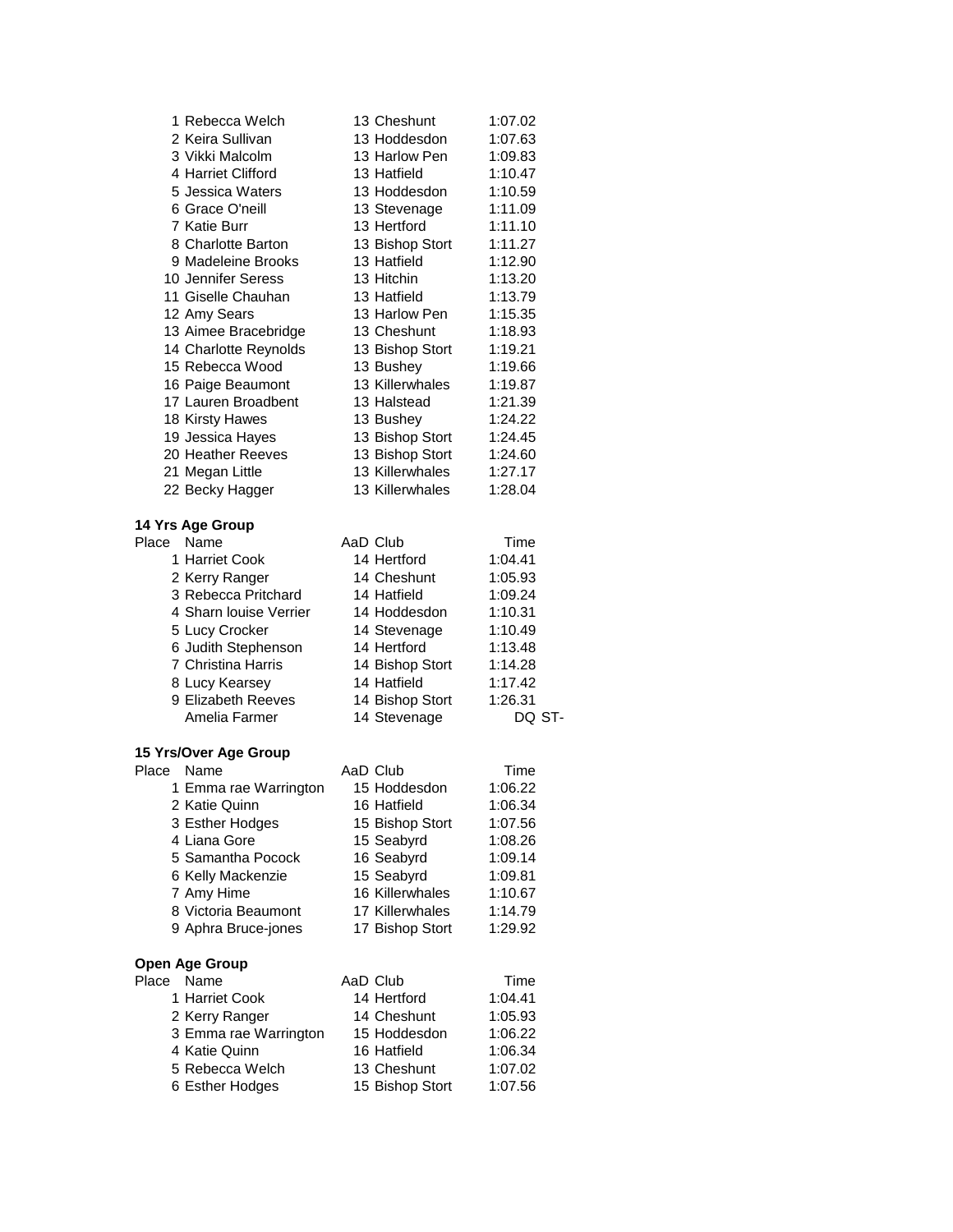| Place | Name | AaD | Club | Time |
|---|---|---|---|---|
| 1 | Rebecca Welch | 13 | Cheshunt | 1:07.02 |
| 2 | Keira Sullivan | 13 | Hoddesdon | 1:07.63 |
| 3 | Vikki Malcolm | 13 | Harlow Pen | 1:09.83 |
| 4 | Harriet Clifford | 13 | Hatfield | 1:10.47 |
| 5 | Jessica Waters | 13 | Hoddesdon | 1:10.59 |
| 6 | Grace O'neill | 13 | Stevenage | 1:11.09 |
| 7 | Katie Burr | 13 | Hertford | 1:11.10 |
| 8 | Charlotte Barton | 13 | Bishop Stort | 1:11.27 |
| 9 | Madeleine Brooks | 13 | Hatfield | 1:12.90 |
| 10 | Jennifer Seress | 13 | Hitchin | 1:13.20 |
| 11 | Giselle Chauhan | 13 | Hatfield | 1:13.79 |
| 12 | Amy Sears | 13 | Harlow Pen | 1:15.35 |
| 13 | Aimee Bracebridge | 13 | Cheshunt | 1:18.93 |
| 14 | Charlotte Reynolds | 13 | Bishop Stort | 1:19.21 |
| 15 | Rebecca Wood | 13 | Bushey | 1:19.66 |
| 16 | Paige Beaumont | 13 | Killerwhales | 1:19.87 |
| 17 | Lauren Broadbent | 13 | Halstead | 1:21.39 |
| 18 | Kirsty Hawes | 13 | Bushey | 1:24.22 |
| 19 | Jessica Hayes | 13 | Bishop Stort | 1:24.45 |
| 20 | Heather Reeves | 13 | Bishop Stort | 1:24.60 |
| 21 | Megan Little | 13 | Killerwhales | 1:27.17 |
| 22 | Becky Hagger | 13 | Killerwhales | 1:28.04 |

**14 Yrs Age Group**

| Place | Name | AaD | Club | Time |
|---|---|---|---|---|
| 1 | Harriet Cook | 14 | Hertford | 1:04.41 |
| 2 | Kerry Ranger | 14 | Cheshunt | 1:05.93 |
| 3 | Rebecca Pritchard | 14 | Hatfield | 1:09.24 |
| 4 | Sharn louise Verrier | 14 | Hoddesdon | 1:10.31 |
| 5 | Lucy Crocker | 14 | Stevenage | 1:10.49 |
| 6 | Judith Stephenson | 14 | Hertford | 1:13.48 |
| 7 | Christina Harris | 14 | Bishop Stort | 1:14.28 |
| 8 | Lucy Kearsey | 14 | Hatfield | 1:17.42 |
| 9 | Elizabeth Reeves | 14 | Bishop Stort | 1:26.31 |
| | Amelia Farmer | 14 | Stevenage | DQ ST- |

**15 Yrs/Over Age Group**

| Place | Name | AaD | Club | Time |
|---|---|---|---|---|
| 1 | Emma rae Warrington | 15 | Hoddesdon | 1:06.22 |
| 2 | Katie Quinn | 16 | Hatfield | 1:06.34 |
| 3 | Esther Hodges | 15 | Bishop Stort | 1:07.56 |
| 4 | Liana Gore | 15 | Seabyrd | 1:08.26 |
| 5 | Samantha Pocock | 16 | Seabyrd | 1:09.14 |
| 6 | Kelly Mackenzie | 15 | Seabyrd | 1:09.81 |
| 7 | Amy Hime | 16 | Killerwhales | 1:10.67 |
| 8 | Victoria Beaumont | 17 | Killerwhales | 1:14.79 |
| 9 | Aphra Bruce-jones | 17 | Bishop Stort | 1:29.92 |

**Open Age Group**

| Place | Name | AaD | Club | Time |
|---|---|---|---|---|
| 1 | Harriet Cook | 14 | Hertford | 1:04.41 |
| 2 | Kerry Ranger | 14 | Cheshunt | 1:05.93 |
| 3 | Emma rae Warrington | 15 | Hoddesdon | 1:06.22 |
| 4 | Katie Quinn | 16 | Hatfield | 1:06.34 |
| 5 | Rebecca Welch | 13 | Cheshunt | 1:07.02 |
| 6 | Esther Hodges | 15 | Bishop Stort | 1:07.56 |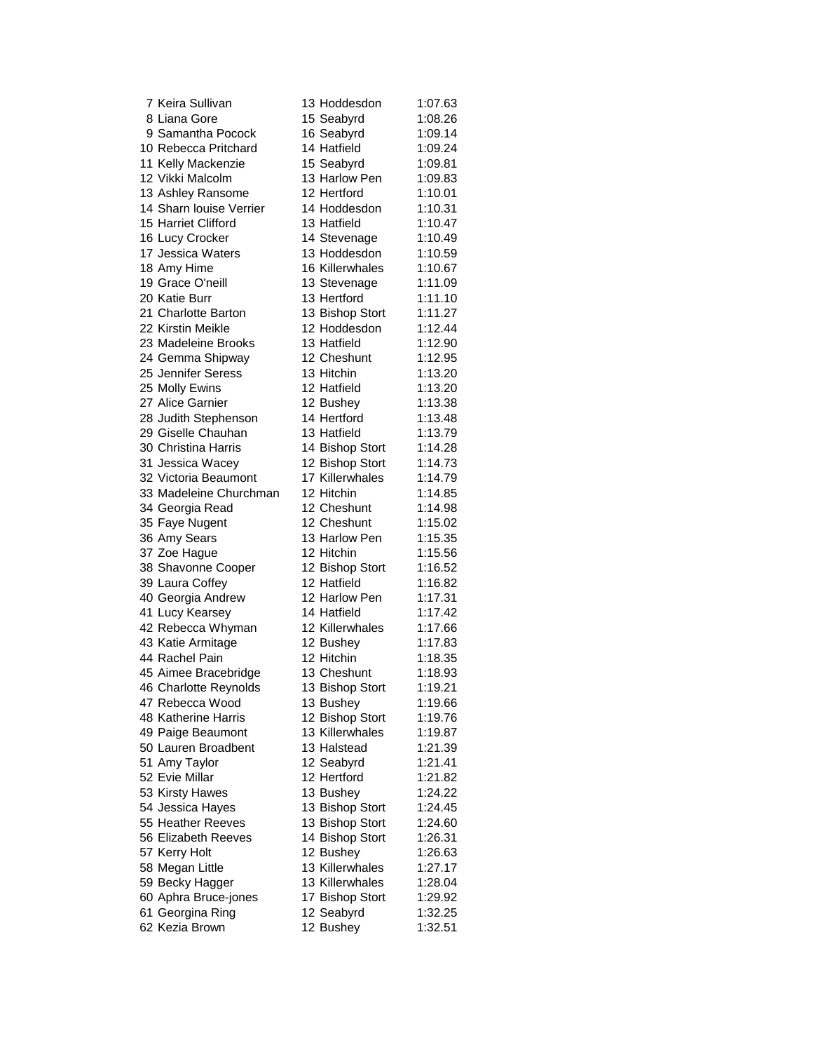| | | | | |
|---|---|---|---|---|
| 7 | Keira Sullivan | 13 | Hoddesdon | 1:07.63 |
| 8 | Liana Gore | 15 | Seabyrd | 1:08.26 |
| 9 | Samantha Pocock | 16 | Seabyrd | 1:09.14 |
| 10 | Rebecca Pritchard | 14 | Hatfield | 1:09.24 |
| 11 | Kelly Mackenzie | 15 | Seabyrd | 1:09.81 |
| 12 | Vikki Malcolm | 13 | Harlow Pen | 1:09.83 |
| 13 | Ashley Ransome | 12 | Hertford | 1:10.01 |
| 14 | Sharn louise Verrier | 14 | Hoddesdon | 1:10.31 |
| 15 | Harriet Clifford | 13 | Hatfield | 1:10.47 |
| 16 | Lucy Crocker | 14 | Stevenage | 1:10.49 |
| 17 | Jessica Waters | 13 | Hoddesdon | 1:10.59 |
| 18 | Amy Hime | 16 | Killerwhales | 1:10.67 |
| 19 | Grace O'neill | 13 | Stevenage | 1:11.09 |
| 20 | Katie Burr | 13 | Hertford | 1:11.10 |
| 21 | Charlotte Barton | 13 | Bishop Stort | 1:11.27 |
| 22 | Kirstin Meikle | 12 | Hoddesdon | 1:12.44 |
| 23 | Madeleine Brooks | 13 | Hatfield | 1:12.90 |
| 24 | Gemma Shipway | 12 | Cheshunt | 1:12.95 |
| 25 | Jennifer Seress | 13 | Hitchin | 1:13.20 |
| 25 | Molly Ewins | 12 | Hatfield | 1:13.20 |
| 27 | Alice Garnier | 12 | Bushey | 1:13.38 |
| 28 | Judith Stephenson | 14 | Hertford | 1:13.48 |
| 29 | Giselle Chauhan | 13 | Hatfield | 1:13.79 |
| 30 | Christina Harris | 14 | Bishop Stort | 1:14.28 |
| 31 | Jessica Wacey | 12 | Bishop Stort | 1:14.73 |
| 32 | Victoria Beaumont | 17 | Killerwhales | 1:14.79 |
| 33 | Madeleine Churchman | 12 | Hitchin | 1:14.85 |
| 34 | Georgia Read | 12 | Cheshunt | 1:14.98 |
| 35 | Faye Nugent | 12 | Cheshunt | 1:15.02 |
| 36 | Amy Sears | 13 | Harlow Pen | 1:15.35 |
| 37 | Zoe Hague | 12 | Hitchin | 1:15.56 |
| 38 | Shavonne Cooper | 12 | Bishop Stort | 1:16.52 |
| 39 | Laura Coffey | 12 | Hatfield | 1:16.82 |
| 40 | Georgia Andrew | 12 | Harlow Pen | 1:17.31 |
| 41 | Lucy Kearsey | 14 | Hatfield | 1:17.42 |
| 42 | Rebecca Whyman | 12 | Killerwhales | 1:17.66 |
| 43 | Katie Armitage | 12 | Bushey | 1:17.83 |
| 44 | Rachel Pain | 12 | Hitchin | 1:18.35 |
| 45 | Aimee Bracebridge | 13 | Cheshunt | 1:18.93 |
| 46 | Charlotte Reynolds | 13 | Bishop Stort | 1:19.21 |
| 47 | Rebecca Wood | 13 | Bushey | 1:19.66 |
| 48 | Katherine Harris | 12 | Bishop Stort | 1:19.76 |
| 49 | Paige Beaumont | 13 | Killerwhales | 1:19.87 |
| 50 | Lauren Broadbent | 13 | Halstead | 1:21.39 |
| 51 | Amy Taylor | 12 | Seabyrd | 1:21.41 |
| 52 | Evie Millar | 12 | Hertford | 1:21.82 |
| 53 | Kirsty Hawes | 13 | Bushey | 1:24.22 |
| 54 | Jessica Hayes | 13 | Bishop Stort | 1:24.45 |
| 55 | Heather Reeves | 13 | Bishop Stort | 1:24.60 |
| 56 | Elizabeth Reeves | 14 | Bishop Stort | 1:26.31 |
| 57 | Kerry Holt | 12 | Bushey | 1:26.63 |
| 58 | Megan Little | 13 | Killerwhales | 1:27.17 |
| 59 | Becky Hagger | 13 | Killerwhales | 1:28.04 |
| 60 | Aphra Bruce-jones | 17 | Bishop Stort | 1:29.92 |
| 61 | Georgina Ring | 12 | Seabyrd | 1:32.25 |
| 62 | Kezia Brown | 12 | Bushey | 1:32.51 |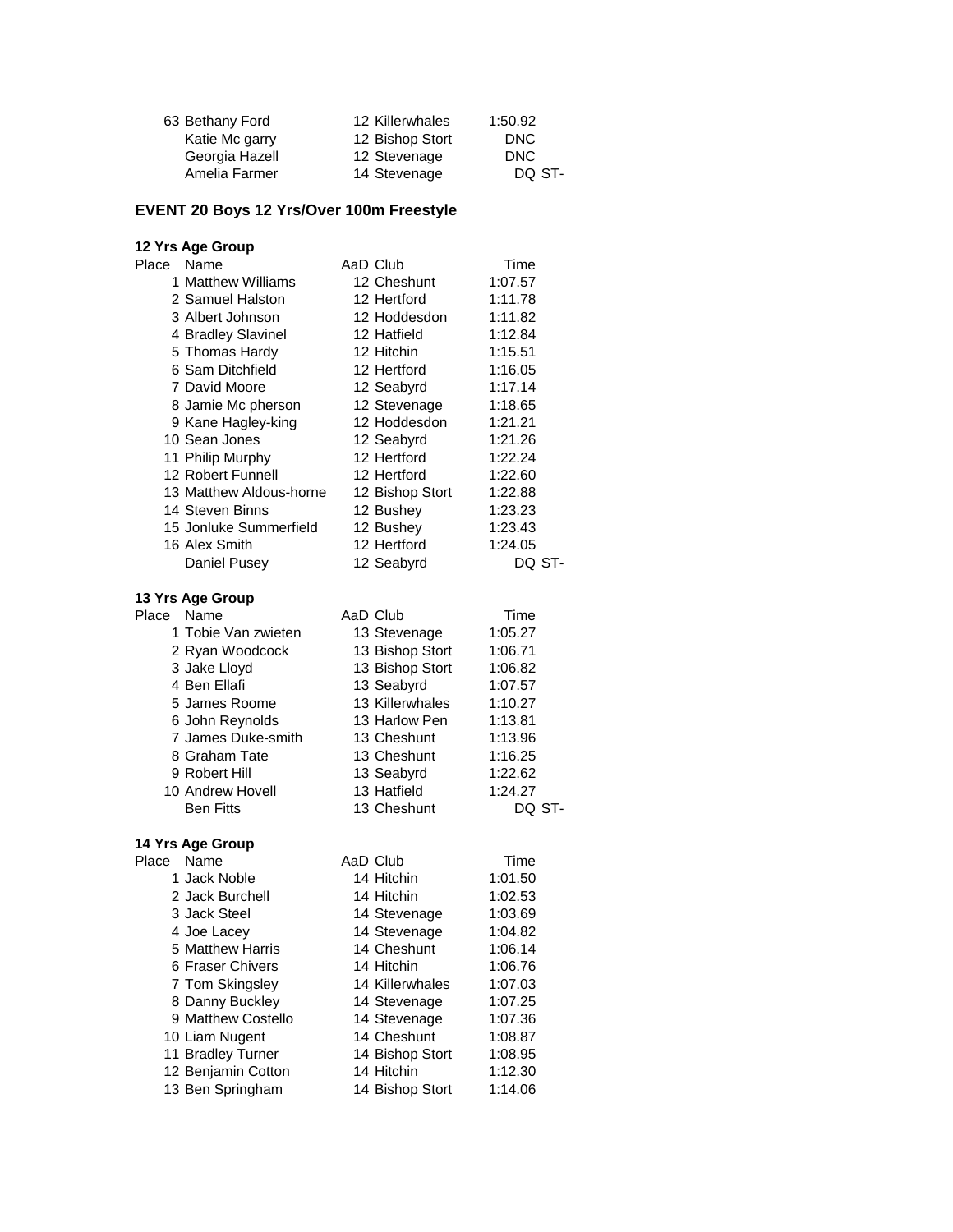| Place | Name | AaD | Club | Time |
|---|---|---|---|---|
| 63 | Bethany Ford | 12 | Killerwhales | 1:50.92 |
| | Katie Mc garry | 12 | Bishop Stort | DNC |
| | Georgia Hazell | 12 | Stevenage | DNC |
| | Amelia Farmer | 14 | Stevenage | DQ ST- |

## EVENT 20 Boys 12 Yrs/Over 100m Freestyle

### 12 Yrs Age Group

| Place | Name | AaD | Club | Time |
|---|---|---|---|---|
| 1 | Matthew Williams | 12 | Cheshunt | 1:07.57 |
| 2 | Samuel Halston | 12 | Hertford | 1:11.78 |
| 3 | Albert Johnson | 12 | Hoddesdon | 1:11.82 |
| 4 | Bradley Slavinel | 12 | Hatfield | 1:12.84 |
| 5 | Thomas Hardy | 12 | Hitchin | 1:15.51 |
| 6 | Sam Ditchfield | 12 | Hertford | 1:16.05 |
| 7 | David Moore | 12 | Seabyrd | 1:17.14 |
| 8 | Jamie Mc pherson | 12 | Stevenage | 1:18.65 |
| 9 | Kane Hagley-king | 12 | Hoddesdon | 1:21.21 |
| 10 | Sean Jones | 12 | Seabyrd | 1:21.26 |
| 11 | Philip Murphy | 12 | Hertford | 1:22.24 |
| 12 | Robert Funnell | 12 | Hertford | 1:22.60 |
| 13 | Matthew Aldous-horne | 12 | Bishop Stort | 1:22.88 |
| 14 | Steven Binns | 12 | Bushey | 1:23.23 |
| 15 | Jonluke Summerfield | 12 | Bushey | 1:23.43 |
| 16 | Alex Smith | 12 | Hertford | 1:24.05 |
| | Daniel Pusey | 12 | Seabyrd | DQ ST- |

### 13 Yrs Age Group

| Place | Name | AaD | Club | Time |
|---|---|---|---|---|
| 1 | Tobie Van zwieten | 13 | Stevenage | 1:05.27 |
| 2 | Ryan Woodcock | 13 | Bishop Stort | 1:06.71 |
| 3 | Jake Lloyd | 13 | Bishop Stort | 1:06.82 |
| 4 | Ben Ellafi | 13 | Seabyrd | 1:07.57 |
| 5 | James Roome | 13 | Killerwhales | 1:10.27 |
| 6 | John Reynolds | 13 | Harlow Pen | 1:13.81 |
| 7 | James Duke-smith | 13 | Cheshunt | 1:13.96 |
| 8 | Graham Tate | 13 | Cheshunt | 1:16.25 |
| 9 | Robert Hill | 13 | Seabyrd | 1:22.62 |
| 10 | Andrew Hovell | 13 | Hatfield | 1:24.27 |
| | Ben Fitts | 13 | Cheshunt | DQ ST- |

### 14 Yrs Age Group

| Place | Name | AaD | Club | Time |
|---|---|---|---|---|
| 1 | Jack Noble | 14 | Hitchin | 1:01.50 |
| 2 | Jack Burchell | 14 | Hitchin | 1:02.53 |
| 3 | Jack Steel | 14 | Stevenage | 1:03.69 |
| 4 | Joe Lacey | 14 | Stevenage | 1:04.82 |
| 5 | Matthew Harris | 14 | Cheshunt | 1:06.14 |
| 6 | Fraser Chivers | 14 | Hitchin | 1:06.76 |
| 7 | Tom Skingsley | 14 | Killerwhales | 1:07.03 |
| 8 | Danny Buckley | 14 | Stevenage | 1:07.25 |
| 9 | Matthew Costello | 14 | Stevenage | 1:07.36 |
| 10 | Liam Nugent | 14 | Cheshunt | 1:08.87 |
| 11 | Bradley Turner | 14 | Bishop Stort | 1:08.95 |
| 12 | Benjamin Cotton | 14 | Hitchin | 1:12.30 |
| 13 | Ben Springham | 14 | Bishop Stort | 1:14.06 |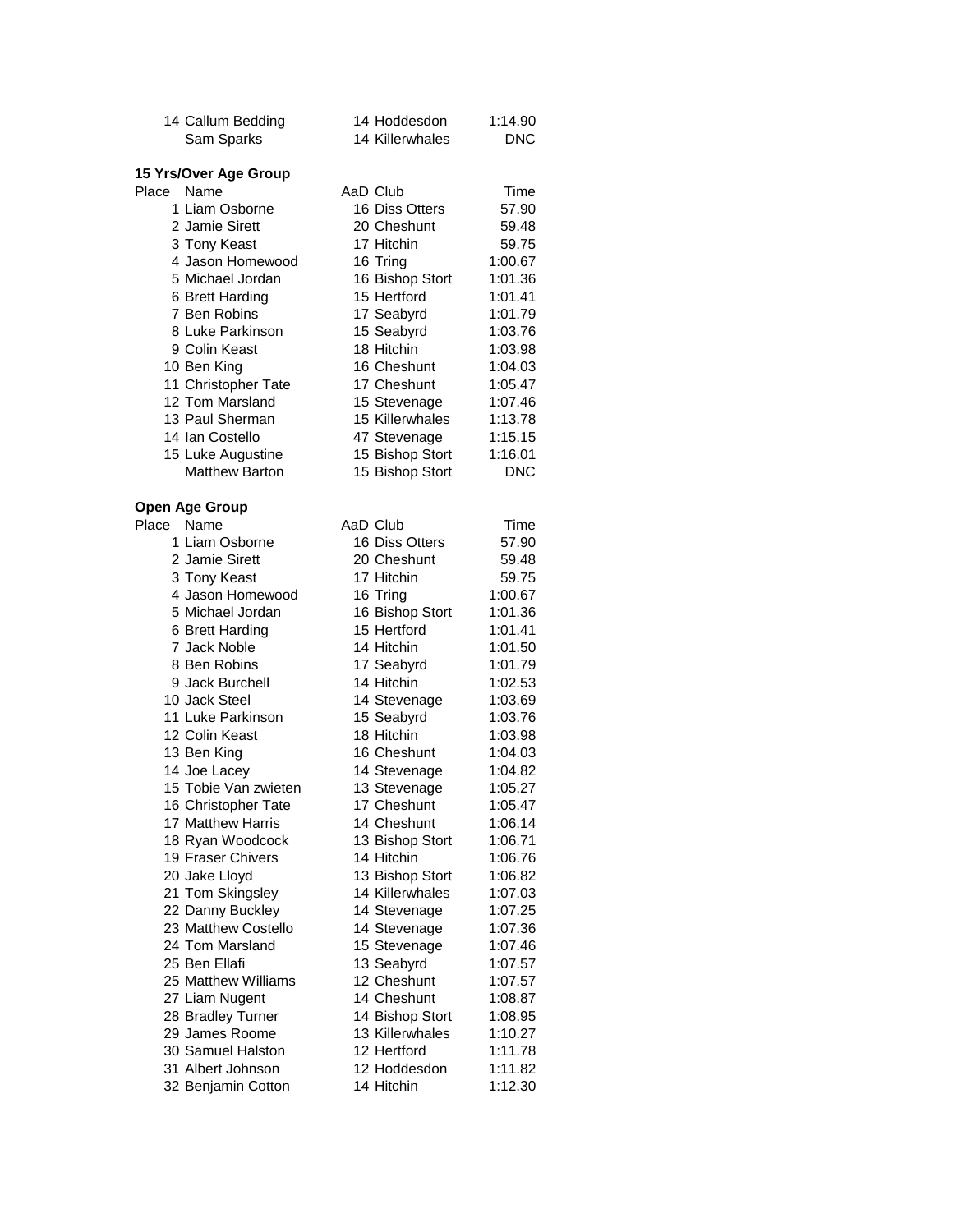| Place | Name | AaD | Club | Time |
|---|---|---|---|---|
| 14 | Callum Bedding | 14 | Hoddesdon | 1:14.90 |
| | Sam Sparks | 14 | Killerwhales | DNC |

**15 Yrs/Over Age Group**

| Place | Name | AaD | Club | Time |
|---|---|---|---|---|
| 1 | Liam Osborne | 16 | Diss Otters | 57.90 |
| 2 | Jamie Sirett | 20 | Cheshunt | 59.48 |
| 3 | Tony Keast | 17 | Hitchin | 59.75 |
| 4 | Jason Homewood | 16 | Tring | 1:00.67 |
| 5 | Michael Jordan | 16 | Bishop Stort | 1:01.36 |
| 6 | Brett Harding | 15 | Hertford | 1:01.41 |
| 7 | Ben Robins | 17 | Seabyrd | 1:01.79 |
| 8 | Luke Parkinson | 15 | Seabyrd | 1:03.76 |
| 9 | Colin Keast | 18 | Hitchin | 1:03.98 |
| 10 | Ben King | 16 | Cheshunt | 1:04.03 |
| 11 | Christopher Tate | 17 | Cheshunt | 1:05.47 |
| 12 | Tom Marsland | 15 | Stevenage | 1:07.46 |
| 13 | Paul Sherman | 15 | Killerwhales | 1:13.78 |
| 14 | Ian Costello | 47 | Stevenage | 1:15.15 |
| 15 | Luke Augustine | 15 | Bishop Stort | 1:16.01 |
| | Matthew Barton | 15 | Bishop Stort | DNC |

**Open Age Group**

| Place | Name | AaD | Club | Time |
|---|---|---|---|---|
| 1 | Liam Osborne | 16 | Diss Otters | 57.90 |
| 2 | Jamie Sirett | 20 | Cheshunt | 59.48 |
| 3 | Tony Keast | 17 | Hitchin | 59.75 |
| 4 | Jason Homewood | 16 | Tring | 1:00.67 |
| 5 | Michael Jordan | 16 | Bishop Stort | 1:01.36 |
| 6 | Brett Harding | 15 | Hertford | 1:01.41 |
| 7 | Jack Noble | 14 | Hitchin | 1:01.50 |
| 8 | Ben Robins | 17 | Seabyrd | 1:01.79 |
| 9 | Jack Burchell | 14 | Hitchin | 1:02.53 |
| 10 | Jack Steel | 14 | Stevenage | 1:03.69 |
| 11 | Luke Parkinson | 15 | Seabyrd | 1:03.76 |
| 12 | Colin Keast | 18 | Hitchin | 1:03.98 |
| 13 | Ben King | 16 | Cheshunt | 1:04.03 |
| 14 | Joe Lacey | 14 | Stevenage | 1:04.82 |
| 15 | Tobie Van zwieten | 13 | Stevenage | 1:05.27 |
| 16 | Christopher Tate | 17 | Cheshunt | 1:05.47 |
| 17 | Matthew Harris | 14 | Cheshunt | 1:06.14 |
| 18 | Ryan Woodcock | 13 | Bishop Stort | 1:06.71 |
| 19 | Fraser Chivers | 14 | Hitchin | 1:06.76 |
| 20 | Jake Lloyd | 13 | Bishop Stort | 1:06.82 |
| 21 | Tom Skingsley | 14 | Killerwhales | 1:07.03 |
| 22 | Danny Buckley | 14 | Stevenage | 1:07.25 |
| 23 | Matthew Costello | 14 | Stevenage | 1:07.36 |
| 24 | Tom Marsland | 15 | Stevenage | 1:07.46 |
| 25 | Ben Ellafi | 13 | Seabyrd | 1:07.57 |
| 25 | Matthew Williams | 12 | Cheshunt | 1:07.57 |
| 27 | Liam Nugent | 14 | Cheshunt | 1:08.87 |
| 28 | Bradley Turner | 14 | Bishop Stort | 1:08.95 |
| 29 | James Roome | 13 | Killerwhales | 1:10.27 |
| 30 | Samuel Halston | 12 | Hertford | 1:11.78 |
| 31 | Albert Johnson | 12 | Hoddesdon | 1:11.82 |
| 32 | Benjamin Cotton | 14 | Hitchin | 1:12.30 |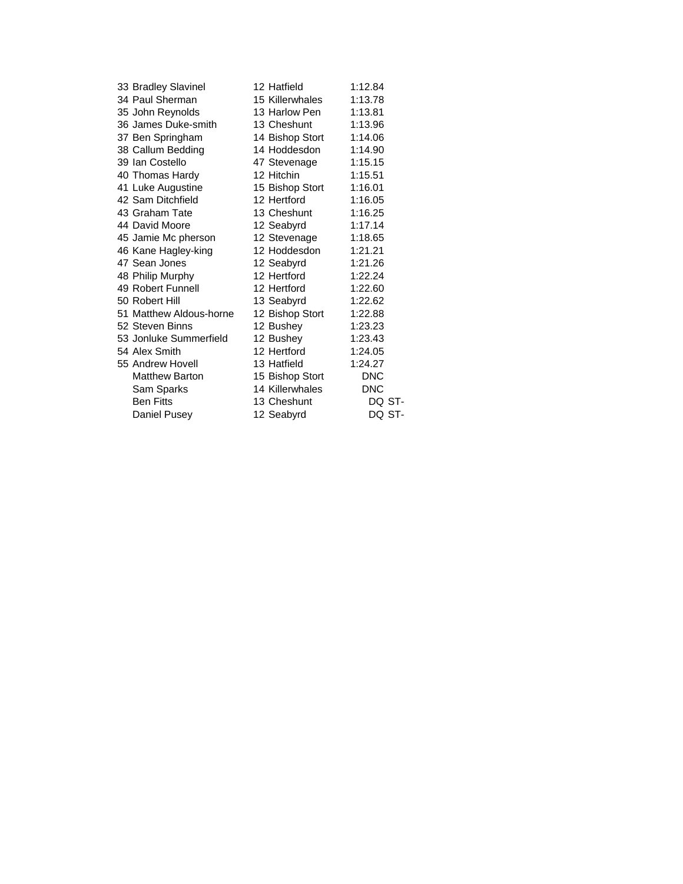| | | | | | |
|---|---|---|---|---|---|
| 33 | Bradley Slavinel | 12 | Hatfield | 1:12.84 | |
| 34 | Paul Sherman | 15 | Killerwhales | 1:13.78 | |
| 35 | John Reynolds | 13 | Harlow Pen | 1:13.81 | |
| 36 | James Duke-smith | 13 | Cheshunt | 1:13.96 | |
| 37 | Ben Springham | 14 | Bishop Stort | 1:14.06 | |
| 38 | Callum Bedding | 14 | Hoddesdon | 1:14.90 | |
| 39 | Ian Costello | 47 | Stevenage | 1:15.15 | |
| 40 | Thomas Hardy | 12 | Hitchin | 1:15.51 | |
| 41 | Luke Augustine | 15 | Bishop Stort | 1:16.01 | |
| 42 | Sam Ditchfield | 12 | Hertford | 1:16.05 | |
| 43 | Graham Tate | 13 | Cheshunt | 1:16.25 | |
| 44 | David Moore | 12 | Seabyrd | 1:17.14 | |
| 45 | Jamie Mc pherson | 12 | Stevenage | 1:18.65 | |
| 46 | Kane Hagley-king | 12 | Hoddesdon | 1:21.21 | |
| 47 | Sean Jones | 12 | Seabyrd | 1:21.26 | |
| 48 | Philip Murphy | 12 | Hertford | 1:22.24 | |
| 49 | Robert Funnell | 12 | Hertford | 1:22.60 | |
| 50 | Robert Hill | 13 | Seabyrd | 1:22.62 | |
| 51 | Matthew Aldous-horne | 12 | Bishop Stort | 1:22.88 | |
| 52 | Steven Binns | 12 | Bushey | 1:23.23 | |
| 53 | Jonluke Summerfield | 12 | Bushey | 1:23.43 | |
| 54 | Alex Smith | 12 | Hertford | 1:24.05 | |
| 55 | Andrew Hovell | 13 | Hatfield | 1:24.27 | |
| | Matthew Barton | 15 | Bishop Stort | DNC | |
| | Sam Sparks | 14 | Killerwhales | DNC | |
| | Ben Fitts | 13 | Cheshunt | DQ | ST- |
| | Daniel Pusey | 12 | Seabyrd | DQ | ST- |